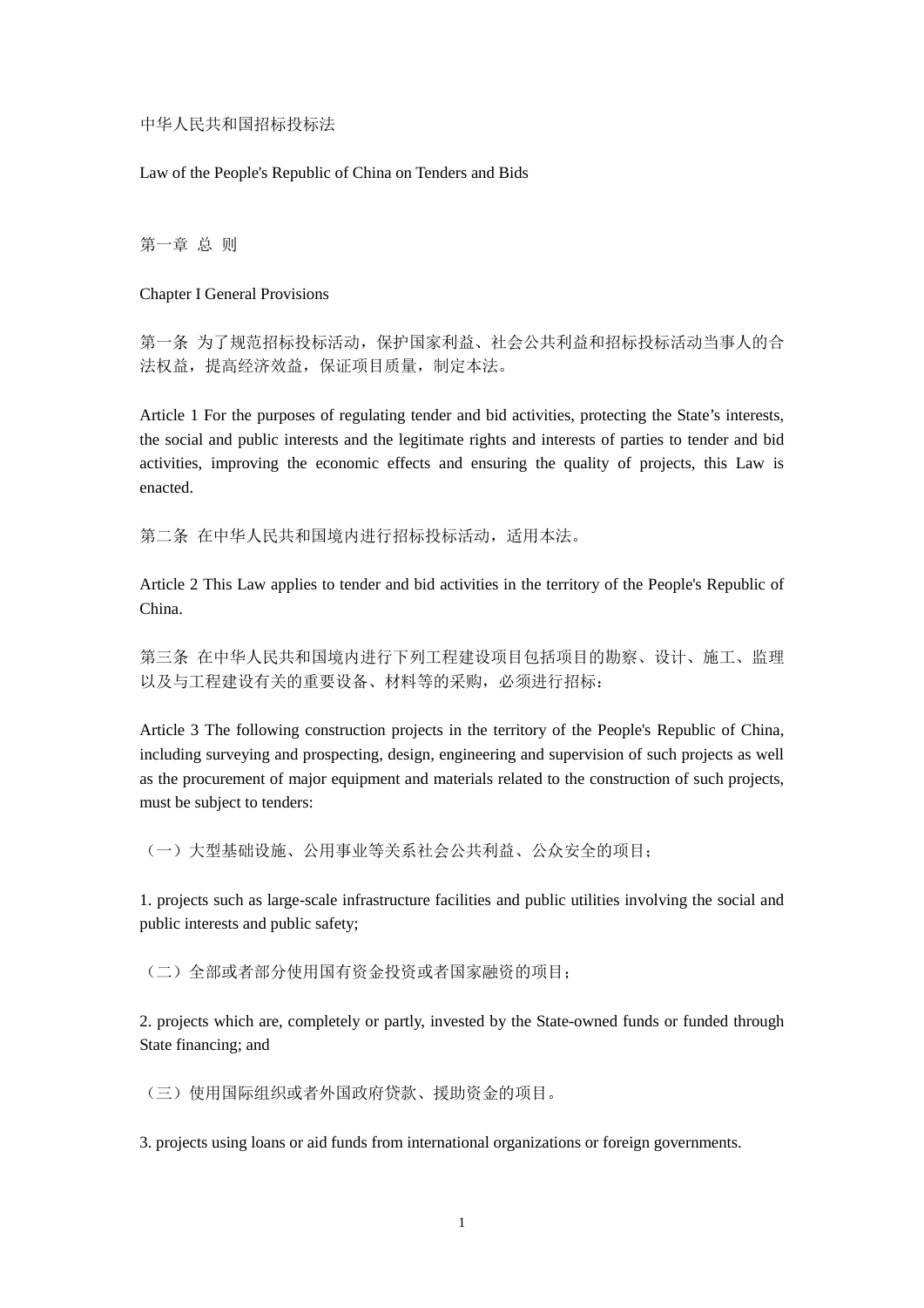# 中华人民共和国招标投标法

# Law of the People's Republic of China on Tenders and Bids

## 第一章 总 则

## Chapter I General Provisions

第一条 为了规范招标投标活动，保护国家利益、社会公共利益和招标投标活动当事人的合法权益，提高经济效益，保证项目质量，制定本法。

Article 1 For the purposes of regulating tender and bid activities, protecting the State's interests, the social and public interests and the legitimate rights and interests of parties to tender and bid activities, improving the economic effects and ensuring the quality of projects, this Law is enacted.

第二条 在中华人民共和国境内进行招标投标活动，适用本法。

Article 2 This Law applies to tender and bid activities in the territory of the People's Republic of China.

第三条 在中华人民共和国境内进行下列工程建设项目包括项目的勘察、设计、施工、监理以及与工程建设有关的重要设备、材料等的采购，必须进行招标：

Article 3 The following construction projects in the territory of the People's Republic of China, including surveying and prospecting, design, engineering and supervision of such projects as well as the procurement of major equipment and materials related to the construction of such projects, must be subject to tenders:

（一）大型基础设施、公用事业等关系社会公共利益、公众安全的项目；

1. projects such as large-scale infrastructure facilities and public utilities involving the social and public interests and public safety;

（二）全部或者部分使用国有资金投资或者国家融资的项目；

2. projects which are, completely or partly, invested by the State-owned funds or funded through State financing; and

（三）使用国际组织或者外国政府贷款、援助资金的项目。

3. projects using loans or aid funds from international organizations or foreign governments.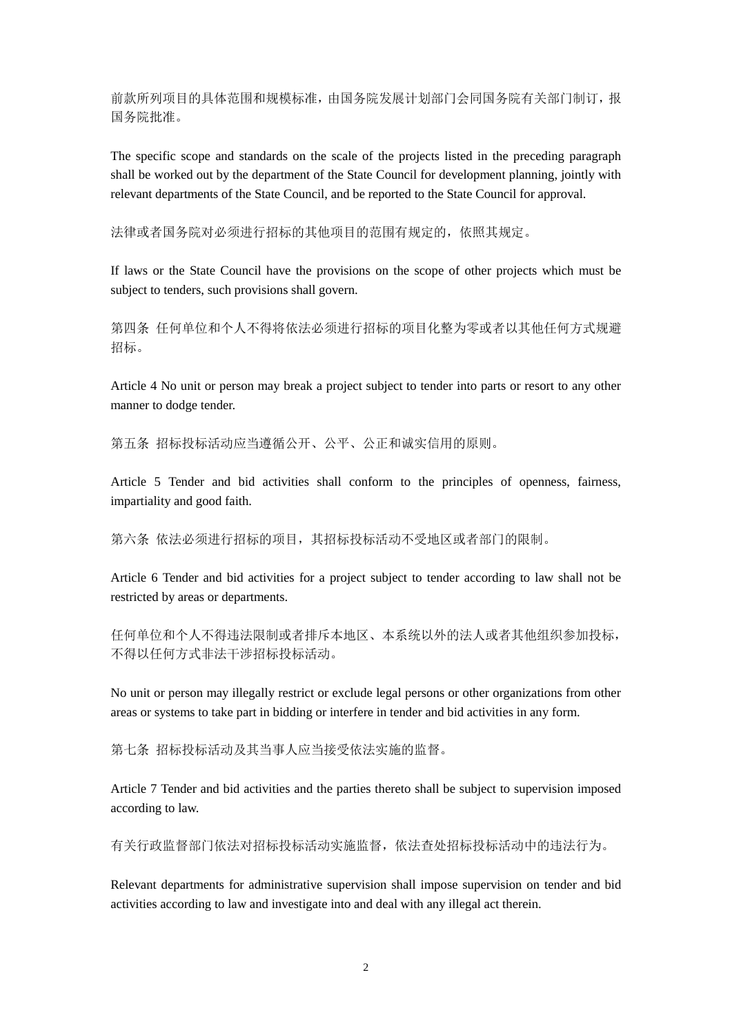前款所列项目的具体范围和规模标准，由国务院发展计划部门会同国务院有关部门制订，报国务院批准。

The specific scope and standards on the scale of the projects listed in the preceding paragraph shall be worked out by the department of the State Council for development planning, jointly with relevant departments of the State Council, and be reported to the State Council for approval.

法律或者国务院对必须进行招标的其他项目的范围有规定的，依照其规定。

If laws or the State Council have the provisions on the scope of other projects which must be subject to tenders, such provisions shall govern.

第四条 任何单位和个人不得将依法必须进行招标的项目化整为零或者以其他任何方式规避招标。

Article 4 No unit or person may break a project subject to tender into parts or resort to any other manner to dodge tender.

第五条 招标投标活动应当遵循公开、公平、公正和诚实信用的原则。

Article 5 Tender and bid activities shall conform to the principles of openness, fairness, impartiality and good faith.

第六条 依法必须进行招标的项目，其招标投标活动不受地区或者部门的限制。

Article 6 Tender and bid activities for a project subject to tender according to law shall not be restricted by areas or departments.

任何单位和个人不得违法限制或者排斥本地区、本系统以外的法人或者其他组织参加投标，不得以任何方式非法干涉招标投标活动。

No unit or person may illegally restrict or exclude legal persons or other organizations from other areas or systems to take part in bidding or interfere in tender and bid activities in any form.

第七条 招标投标活动及其当事人应当接受依法实施的监督。

Article 7 Tender and bid activities and the parties thereto shall be subject to supervision imposed according to law.

有关行政监督部门依法对招标投标活动实施监督，依法查处招标投标活动中的违法行为。

Relevant departments for administrative supervision shall impose supervision on tender and bid activities according to law and investigate into and deal with any illegal act therein.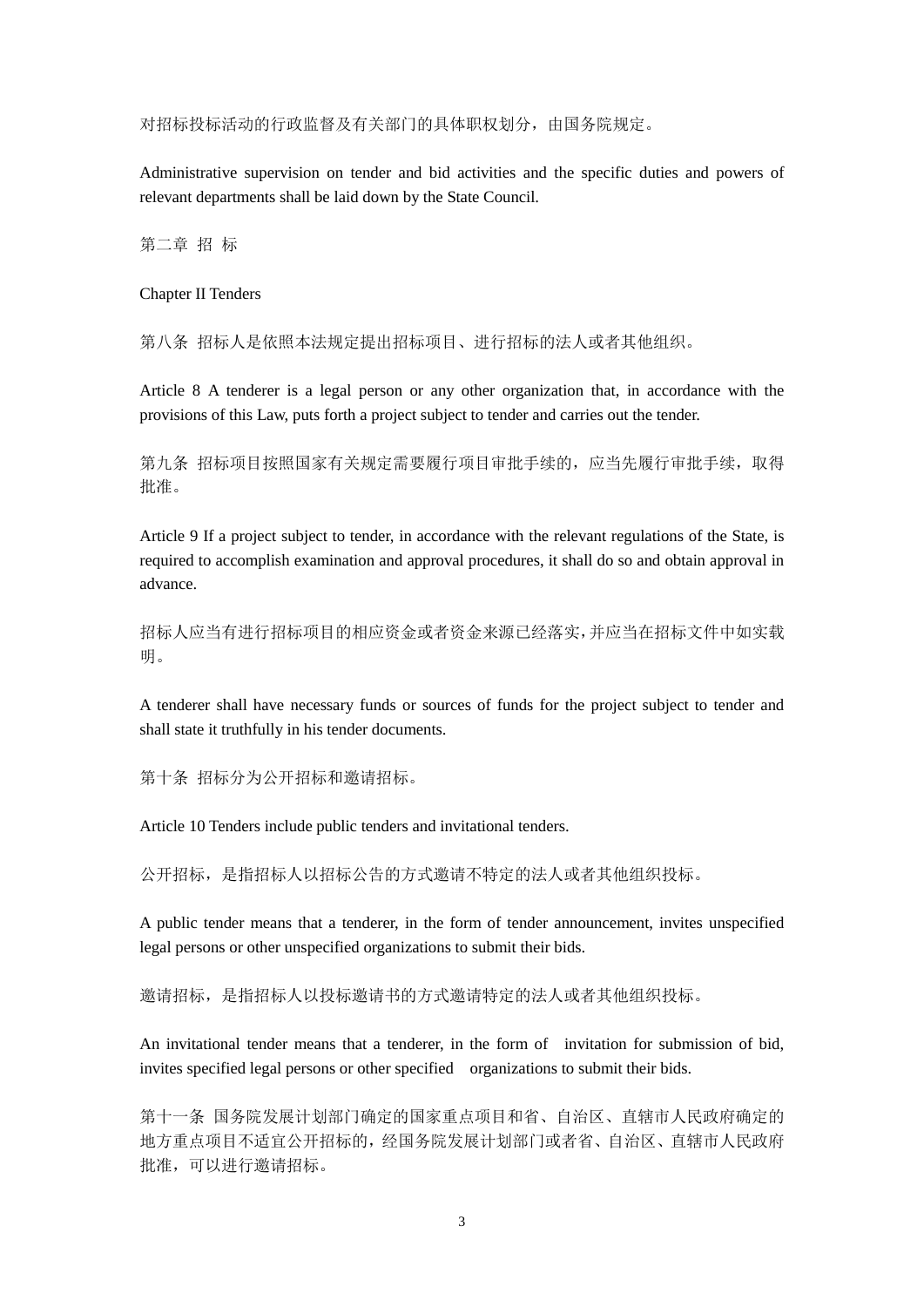对招标投标活动的行政监督及有关部门的具体职权划分，由国务院规定。

Administrative supervision on tender and bid activities and the specific duties and powers of relevant departments shall be laid down by the State Council.

## 第二章 招 标

## Chapter II Tenders

第八条 招标人是依照本法规定提出招标项目、进行招标的法人或者其他组织。

Article 8 A tenderer is a legal person or any other organization that, in accordance with the provisions of this Law, puts forth a project subject to tender and carries out the tender.

第九条 招标项目按照国家有关规定需要履行项目审批手续的，应当先履行审批手续，取得批准。

Article 9 If a project subject to tender, in accordance with the relevant regulations of the State, is required to accomplish examination and approval procedures, it shall do so and obtain approval in advance.

招标人应当有进行招标项目的相应资金或者资金来源已经落实，并应当在招标文件中如实载明。

A tenderer shall have necessary funds or sources of funds for the project subject to tender and shall state it truthfully in his tender documents.

第十条 招标分为公开招标和邀请招标。

Article 10 Tenders include public tenders and invitational tenders.

公开招标，是指招标人以招标公告的方式邀请不特定的法人或者其他组织投标。

A public tender means that a tenderer, in the form of tender announcement, invites unspecified legal persons or other unspecified organizations to submit their bids.

邀请招标，是指招标人以投标邀请书的方式邀请特定的法人或者其他组织投标。

An invitational tender means that a tenderer, in the form of invitation for submission of bid, invites specified legal persons or other specified organizations to submit their bids.

第十一条 国务院发展计划部门确定的国家重点项目和省、自治区、直辖市人民政府确定的地方重点项目不适宜公开招标的，经国务院发展计划部门或者省、自治区、直辖市人民政府批准，可以进行邀请招标。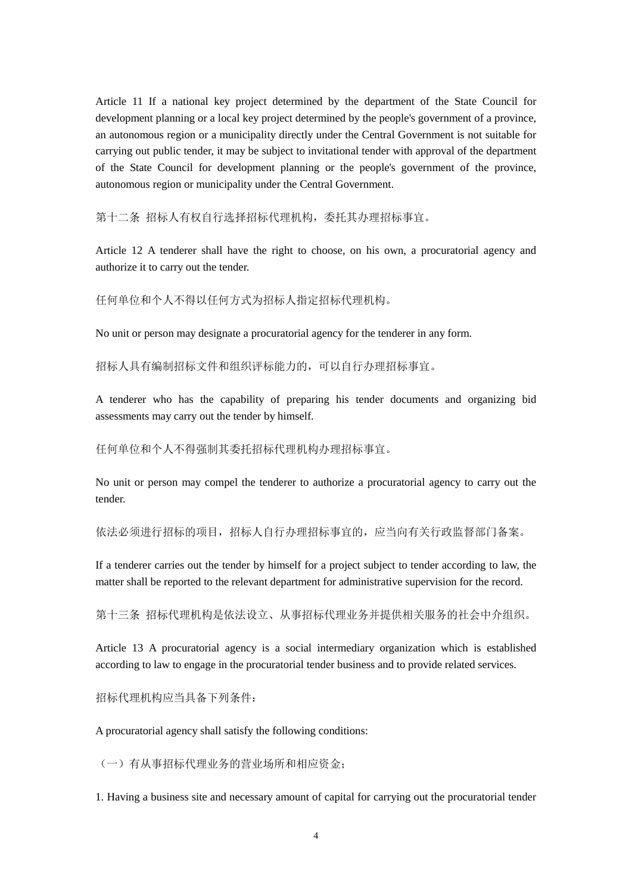Article 11 If a national key project determined by the department of the State Council for development planning or a local key project determined by the people's government of a province, an autonomous region or a municipality directly under the Central Government is not suitable for carrying out public tender, it may be subject to invitational tender with approval of the department of the State Council for development planning or the people's government of the province, autonomous region or municipality under the Central Government.

第十二条 招标人有权自行选择招标代理机构，委托其办理招标事宜。

Article 12 A tenderer shall have the right to choose, on his own, a procuratorial agency and authorize it to carry out the tender.

任何单位和个人不得以任何方式为招标人指定招标代理机构。

No unit or person may designate a procuratorial agency for the tenderer in any form.

招标人具有编制招标文件和组织评标能力的，可以自行办理招标事宜。

A tenderer who has the capability of preparing his tender documents and organizing bid assessments may carry out the tender by himself.

任何单位和个人不得强制其委托招标代理机构办理招标事宜。

No unit or person may compel the tenderer to authorize a procuratorial agency to carry out the tender.

依法必须进行招标的项目，招标人自行办理招标事宜的，应当向有关行政监督部门备案。

If a tenderer carries out the tender by himself for a project subject to tender according to law, the matter shall be reported to the relevant department for administrative supervision for the record.

第十三条 招标代理机构是依法设立、从事招标代理业务并提供相关服务的社会中介组织。

Article 13 A procuratorial agency is a social intermediary organization which is established according to law to engage in the procuratorial tender business and to provide related services.

招标代理机构应当具备下列条件：

A procuratorial agency shall satisfy the following conditions:

（一）有从事招标代理业务的营业场所和相应资金；

1. Having a business site and necessary amount of capital for carrying out the procuratorial tender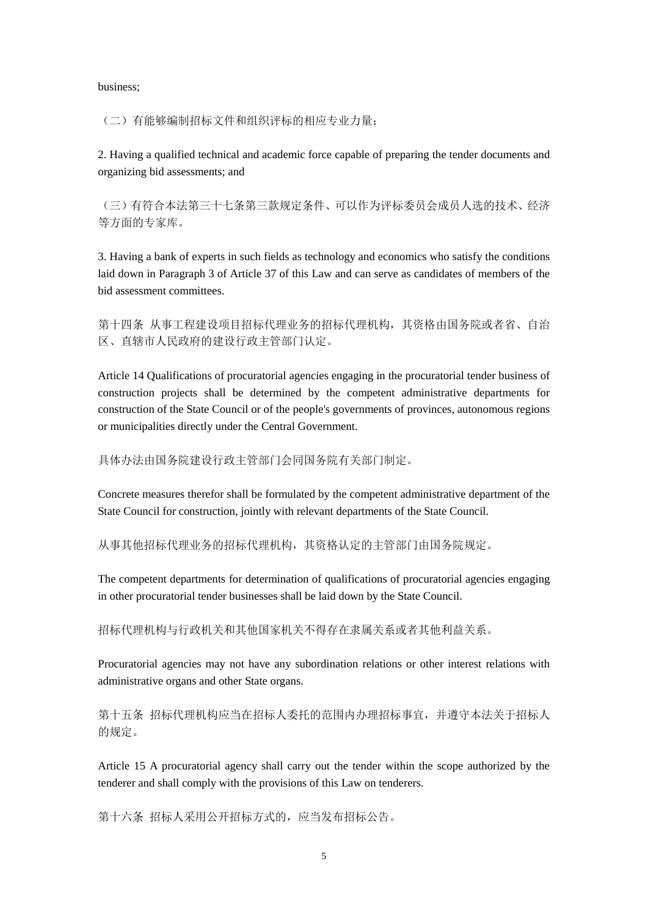business;

（二）有能够编制招标文件和组织评标的相应专业力量；

2. Having a qualified technical and academic force capable of preparing the tender documents and organizing bid assessments; and

（三）有符合本法第三十七条第三款规定条件、可以作为评标委员会成员人选的技术、经济等方面的专家库。

3. Having a bank of experts in such fields as technology and economics who satisfy the conditions laid down in Paragraph 3 of Article 37 of this Law and can serve as candidates of members of the bid assessment committees.

第十四条 从事工程建设项目招标代理业务的招标代理机构，其资格由国务院或者省、自治区、直辖市人民政府的建设行政主管部门认定。

Article 14 Qualifications of procuratorial agencies engaging in the procuratorial tender business of construction projects shall be determined by the competent administrative departments for construction of the State Council or of the people's governments of provinces, autonomous regions or municipalities directly under the Central Government.

具体办法由国务院建设行政主管部门会同国务院有关部门制定。

Concrete measures therefor shall be formulated by the competent administrative department of the State Council for construction, jointly with relevant departments of the State Council.

从事其他招标代理业务的招标代理机构，其资格认定的主管部门由国务院规定。

The competent departments for determination of qualifications of procuratorial agencies engaging in other procuratorial tender businesses shall be laid down by the State Council.

招标代理机构与行政机关和其他国家机关不得存在隶属关系或者其他利益关系。

Procuratorial agencies may not have any subordination relations or other interest relations with administrative organs and other State organs.

第十五条 招标代理机构应当在招标人委托的范围内办理招标事宜，并遵守本法关于招标人的规定。

Article 15 A procuratorial agency shall carry out the tender within the scope authorized by the tenderer and shall comply with the provisions of this Law on tenderers.

第十六条 招标人采用公开招标方式的，应当发布招标公告。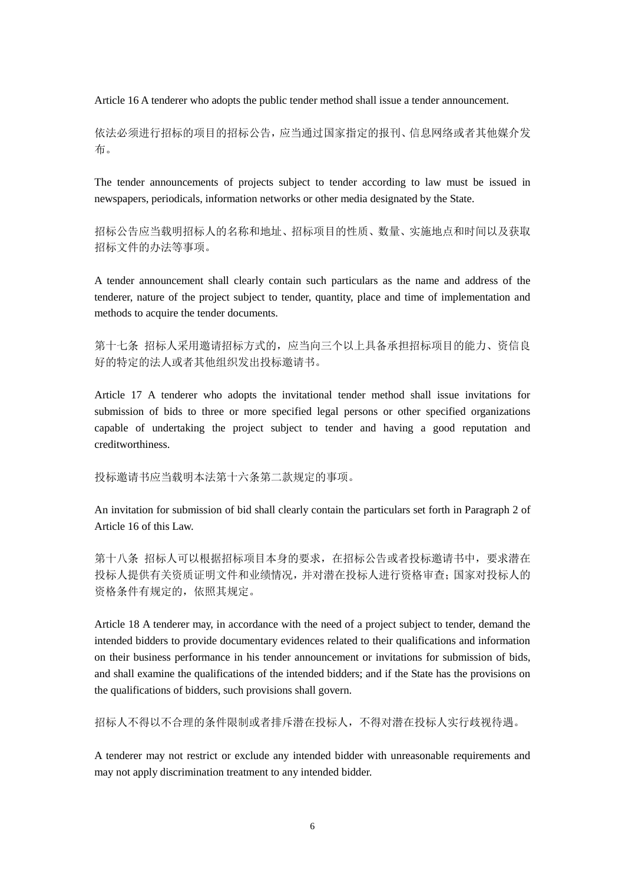Article 16 A tenderer who adopts the public tender method shall issue a tender announcement.

依法必须进行招标的项目的招标公告，应当通过国家指定的报刊、信息网络或者其他媒介发布。

The tender announcements of projects subject to tender according to law must be issued in newspapers, periodicals, information networks or other media designated by the State.

招标公告应当载明招标人的名称和地址、招标项目的性质、数量、实施地点和时间以及获取招标文件的办法等事项。

A tender announcement shall clearly contain such particulars as the name and address of the tenderer, nature of the project subject to tender, quantity, place and time of implementation and methods to acquire the tender documents.

第十七条 招标人采用邀请招标方式的，应当向三个以上具备承担招标项目的能力、资信良好的特定的法人或者其他组织发出投标邀请书。

Article 17 A tenderer who adopts the invitational tender method shall issue invitations for submission of bids to three or more specified legal persons or other specified organizations capable of undertaking the project subject to tender and having a good reputation and creditworthiness.

投标邀请书应当载明本法第十六条第二款规定的事项。

An invitation for submission of bid shall clearly contain the particulars set forth in Paragraph 2 of Article 16 of this Law.

第十八条 招标人可以根据招标项目本身的要求，在招标公告或者投标邀请书中，要求潜在投标人提供有关资质证明文件和业绩情况，并对潜在投标人进行资格审查；国家对投标人的资格条件有规定的，依照其规定。

Article 18 A tenderer may, in accordance with the need of a project subject to tender, demand the intended bidders to provide documentary evidences related to their qualifications and information on their business performance in his tender announcement or invitations for submission of bids, and shall examine the qualifications of the intended bidders; and if the State has the provisions on the qualifications of bidders, such provisions shall govern.

招标人不得以不合理的条件限制或者排斥潜在投标人，不得对潜在投标人实行歧视待遇。

A tenderer may not restrict or exclude any intended bidder with unreasonable requirements and may not apply discrimination treatment to any intended bidder.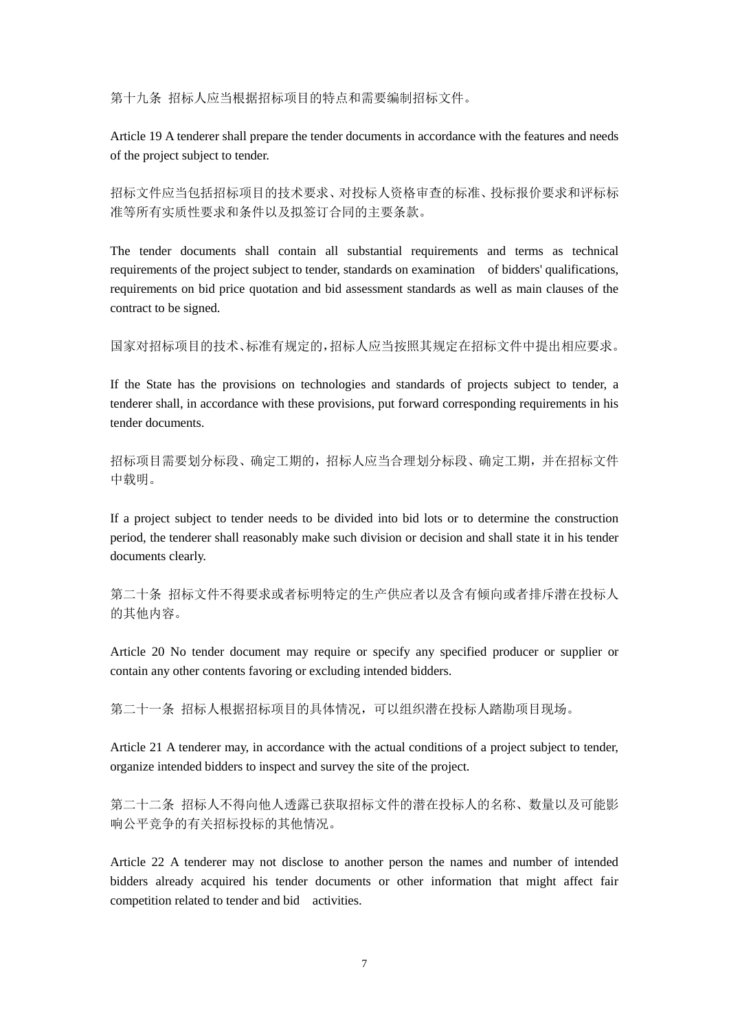第十九条 招标人应当根据招标项目的特点和需要编制招标文件。

Article 19 A tenderer shall prepare the tender documents in accordance with the features and needs of the project subject to tender.

招标文件应当包括招标项目的技术要求、对投标人资格审查的标准、投标报价要求和评标标准等所有实质性要求和条件以及拟签订合同的主要条款。

The tender documents shall contain all substantial requirements and terms as technical requirements of the project subject to tender, standards on examination of bidders' qualifications, requirements on bid price quotation and bid assessment standards as well as main clauses of the contract to be signed.

国家对招标项目的技术、标准有规定的，招标人应当按照其规定在招标文件中提出相应要求。

If the State has the provisions on technologies and standards of projects subject to tender, a tenderer shall, in accordance with these provisions, put forward corresponding requirements in his tender documents.

招标项目需要划分标段、确定工期的，招标人应当合理划分标段、确定工期，并在招标文件中载明。

If a project subject to tender needs to be divided into bid lots or to determine the construction period, the tenderer shall reasonably make such division or decision and shall state it in his tender documents clearly.

第二十条 招标文件不得要求或者标明特定的生产供应者以及含有倾向或者排斥潜在投标人的其他内容。

Article 20 No tender document may require or specify any specified producer or supplier or contain any other contents favoring or excluding intended bidders.

第二十一条 招标人根据招标项目的具体情况，可以组织潜在投标人踏勘项目现场。

Article 21 A tenderer may, in accordance with the actual conditions of a project subject to tender, organize intended bidders to inspect and survey the site of the project.

第二十二条 招标人不得向他人透露已获取招标文件的潜在投标人的名称、数量以及可能影响公平竞争的有关招标投标的其他情况。

Article 22 A tenderer may not disclose to another person the names and number of intended bidders already acquired his tender documents or other information that might affect fair competition related to tender and bid activities.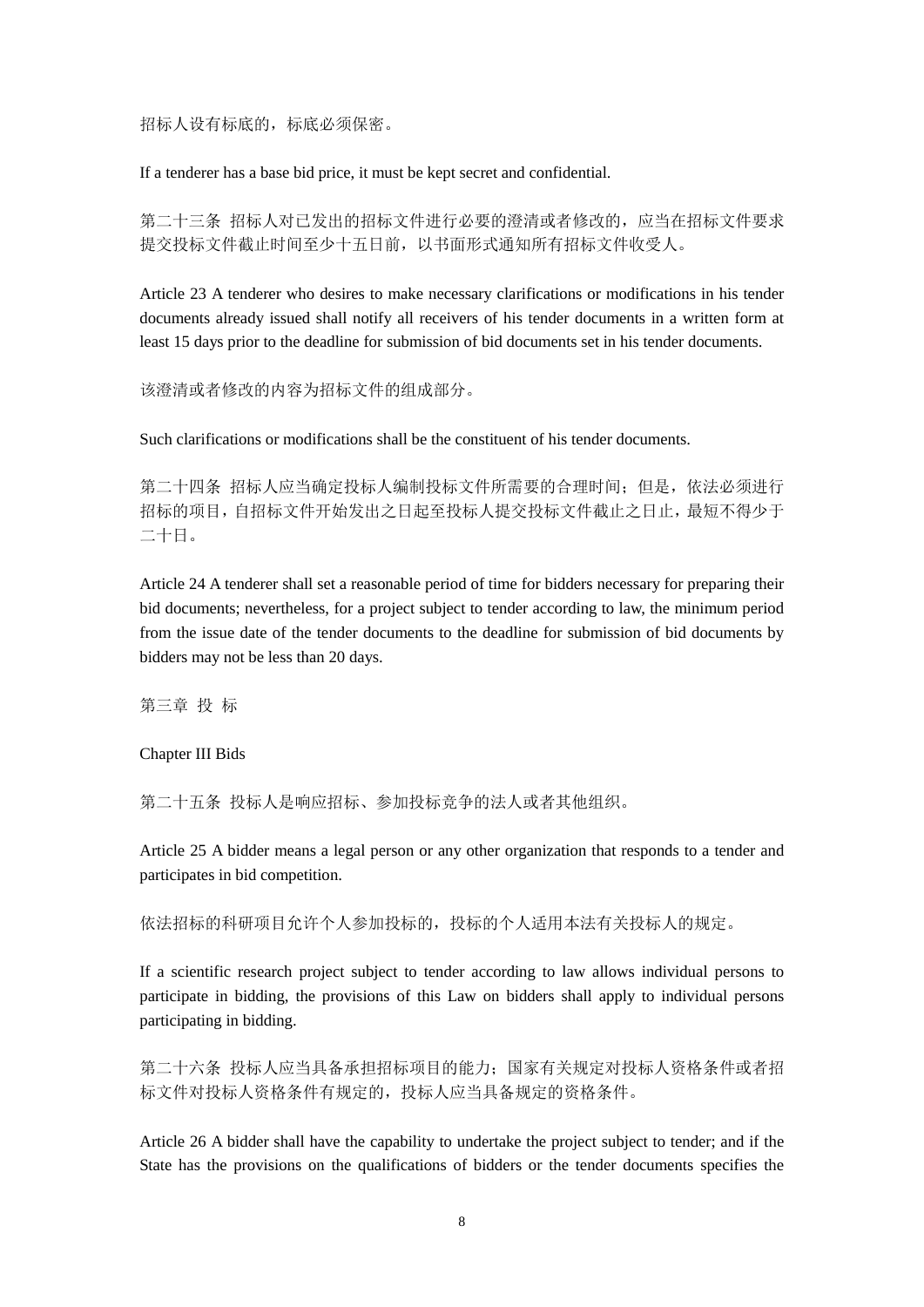招标人设有标底的，标底必须保密。

If a tenderer has a base bid price, it must be kept secret and confidential.

第二十三条 招标人对已发出的招标文件进行必要的澄清或者修改的，应当在招标文件要求提交投标文件截止时间至少十五日前，以书面形式通知所有招标文件收受人。

Article 23 A tenderer who desires to make necessary clarifications or modifications in his tender documents already issued shall notify all receivers of his tender documents in a written form at least 15 days prior to the deadline for submission of bid documents set in his tender documents.

该澄清或者修改的内容为招标文件的组成部分。

Such clarifications or modifications shall be the constituent of his tender documents.

第二十四条 招标人应当确定投标人编制投标文件所需要的合理时间；但是，依法必须进行招标的项目，自招标文件开始发出之日起至投标人提交投标文件截止之日止，最短不得少于二十日。

Article 24 A tenderer shall set a reasonable period of time for bidders necessary for preparing their bid documents; nevertheless, for a project subject to tender according to law, the minimum period from the issue date of the tender documents to the deadline for submission of bid documents by bidders may not be less than 20 days.

## 第三章 投 标

## Chapter III Bids

第二十五条 投标人是响应招标、参加投标竞争的法人或者其他组织。

Article 25 A bidder means a legal person or any other organization that responds to a tender and participates in bid competition.

依法招标的科研项目允许个人参加投标的，投标的个人适用本法有关投标人的规定。

If a scientific research project subject to tender according to law allows individual persons to participate in bidding, the provisions of this Law on bidders shall apply to individual persons participating in bidding.

第二十六条 投标人应当具备承担招标项目的能力；国家有关规定对投标人资格条件或者招标文件对投标人资格条件有规定的，投标人应当具备规定的资格条件。

Article 26 A bidder shall have the capability to undertake the project subject to tender; and if the State has the provisions on the qualifications of bidders or the tender documents specifies the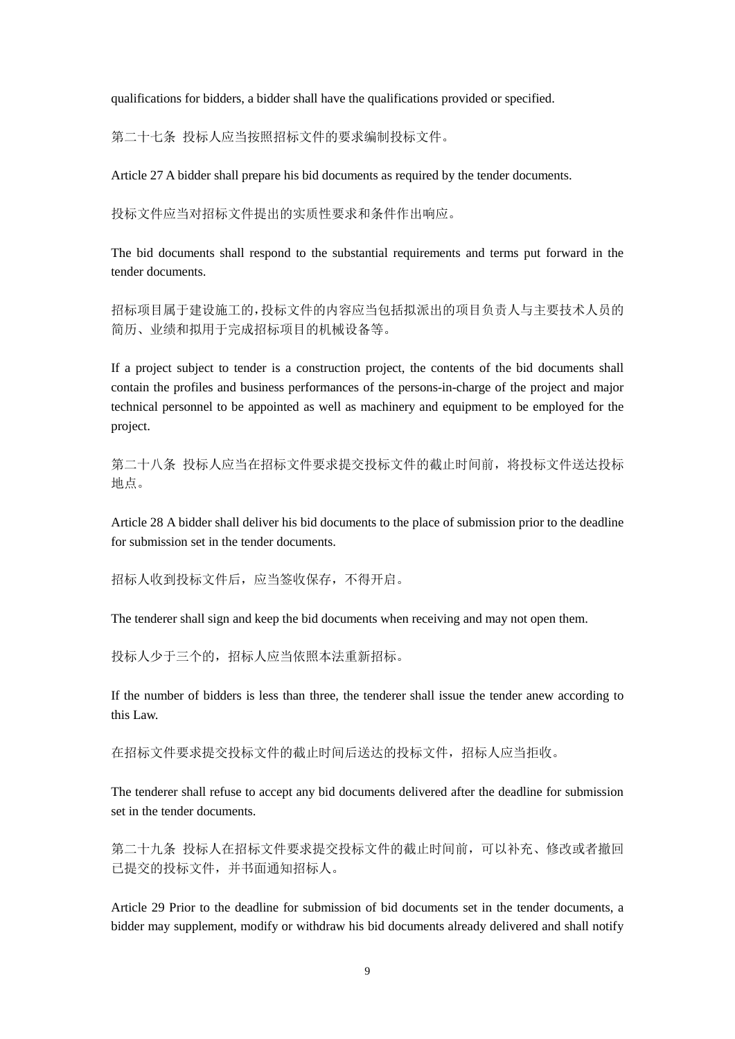qualifications for bidders, a bidder shall have the qualifications provided or specified.

第二十七条  投标人应当按照招标文件的要求编制投标文件。

Article 27 A bidder shall prepare his bid documents as required by the tender documents.

投标文件应当对招标文件提出的实质性要求和条件作出响应。

The bid documents shall respond to the substantial requirements and terms put forward in the tender documents.

招标项目属于建设施工的，投标文件的内容应当包括拟派出的项目负责人与主要技术人员的简历、业绩和拟用于完成招标项目的机械设备等。

If a project subject to tender is a construction project, the contents of the bid documents shall contain the profiles and business performances of the persons-in-charge of the project and major technical personnel to be appointed as well as machinery and equipment to be employed for the project.

第二十八条  投标人应当在招标文件要求提交投标文件的截止时间前，将投标文件送达投标地点。

Article 28 A bidder shall deliver his bid documents to the place of submission prior to the deadline for submission set in the tender documents.

招标人收到投标文件后，应当签收保存，不得开启。

The tenderer shall sign and keep the bid documents when receiving and may not open them.

投标人少于三个的，招标人应当依照本法重新招标。

If the number of bidders is less than three, the tenderer shall issue the tender anew according to this Law.

在招标文件要求提交投标文件的截止时间后送达的投标文件，招标人应当拒收。

The tenderer shall refuse to accept any bid documents delivered after the deadline for submission set in the tender documents.

第二十九条  投标人在招标文件要求提交投标文件的截止时间前，可以补充、修改或者撤回已提交的投标文件，并书面通知招标人。

Article 29 Prior to the deadline for submission of bid documents set in the tender documents, a bidder may supplement, modify or withdraw his bid documents already delivered and shall notify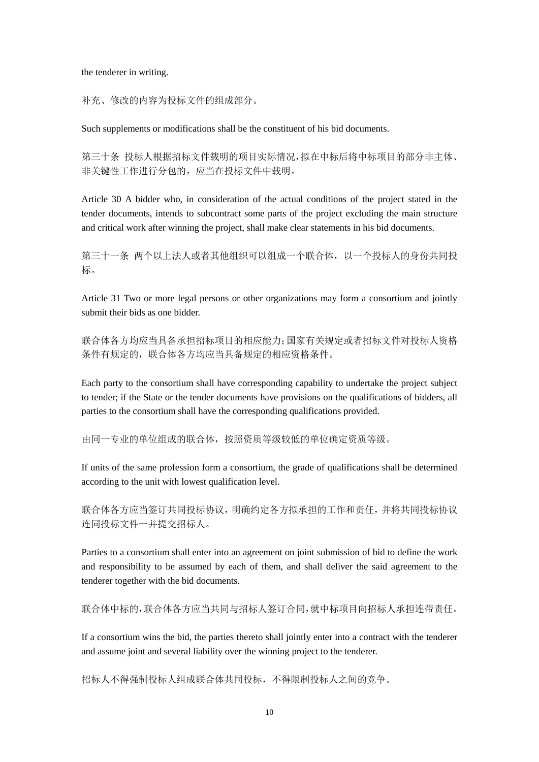the tenderer in writing.

补充、修改的内容为投标文件的组成部分。

Such supplements or modifications shall be the constituent of his bid documents.

第三十条 投标人根据招标文件载明的项目实际情况，拟在中标后将中标项目的部分非主体、非关键性工作进行分包的，应当在投标文件中载明。

Article 30 A bidder who, in consideration of the actual conditions of the project stated in the tender documents, intends to subcontract some parts of the project excluding the main structure and critical work after winning the project, shall make clear statements in his bid documents.

第三十一条 两个以上法人或者其他组织可以组成一个联合体，以一个投标人的身份共同投标。

Article 31 Two or more legal persons or other organizations may form a consortium and jointly submit their bids as one bidder.

联合体各方均应当具备承担招标项目的相应能力；国家有关规定或者招标文件对投标人资格条件有规定的，联合体各方均应当具备规定的相应资格条件。

Each party to the consortium shall have corresponding capability to undertake the project subject to tender; if the State or the tender documents have provisions on the qualifications of bidders, all parties to the consortium shall have the corresponding qualifications provided.

由同一专业的单位组成的联合体，按照资质等级较低的单位确定资质等级。

If units of the same profession form a consortium, the grade of qualifications shall be determined according to the unit with lowest qualification level.

联合体各方应当签订共同投标协议，明确约定各方拟承担的工作和责任，并将共同投标协议连同投标文件一并提交招标人。

Parties to a consortium shall enter into an agreement on joint submission of bid to define the work and responsibility to be assumed by each of them, and shall deliver the said agreement to the tenderer together with the bid documents.

联合体中标的，联合体各方应当共同与招标人签订合同，就中标项目向招标人承担连带责任。

If a consortium wins the bid, the parties thereto shall jointly enter into a contract with the tenderer and assume joint and several liability over the winning project to the tenderer.

招标人不得强制投标人组成联合体共同投标，不得限制投标人之间的竞争。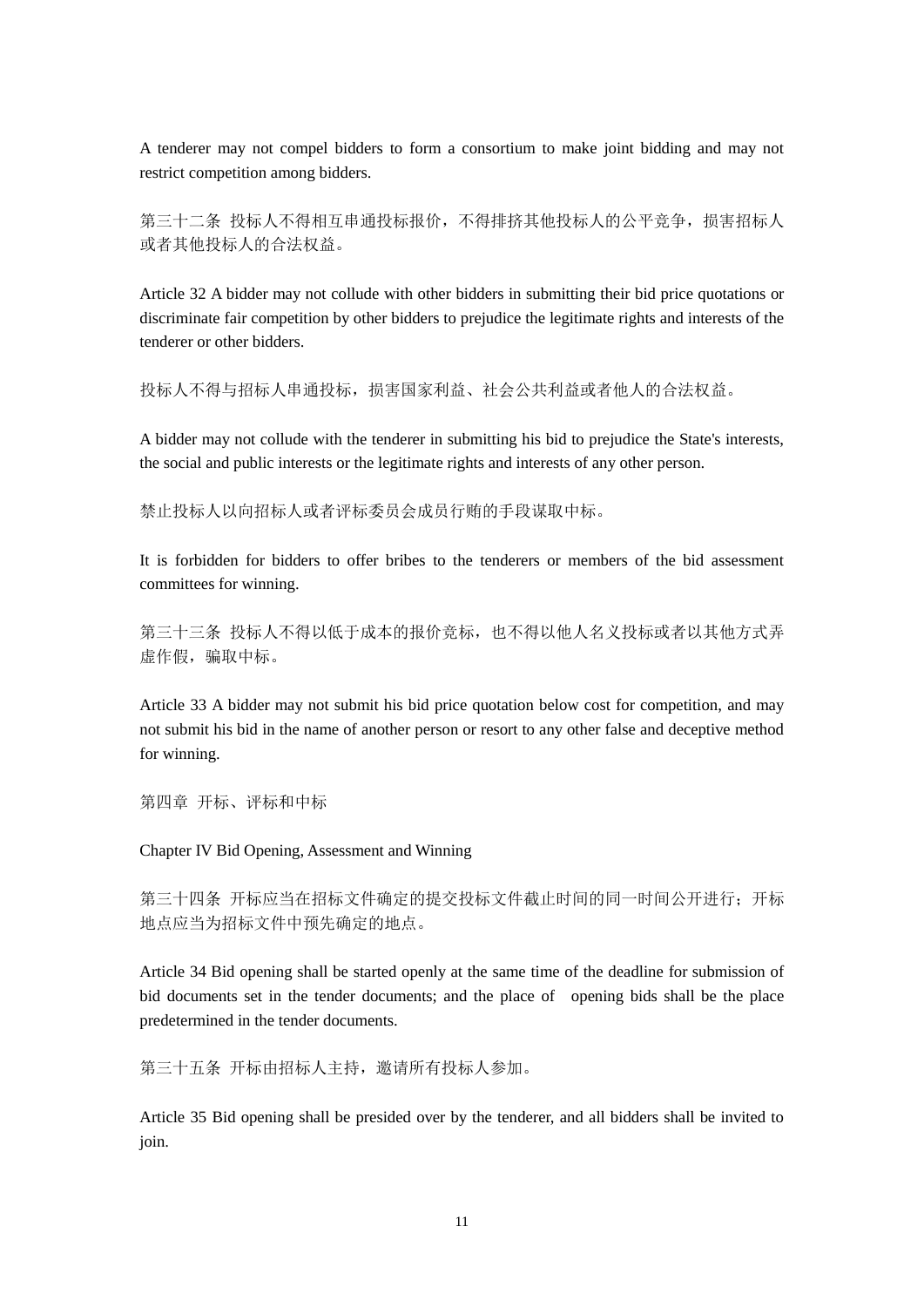A tenderer may not compel bidders to form a consortium to make joint bidding and may not restrict competition among bidders.

第三十二条 投标人不得相互串通投标报价，不得排挤其他投标人的公平竞争，损害招标人或者其他投标人的合法权益。

Article 32 A bidder may not collude with other bidders in submitting their bid price quotations or discriminate fair competition by other bidders to prejudice the legitimate rights and interests of the tenderer or other bidders.

投标人不得与招标人串通投标，损害国家利益、社会公共利益或者他人的合法权益。

A bidder may not collude with the tenderer in submitting his bid to prejudice the State's interests, the social and public interests or the legitimate rights and interests of any other person.

禁止投标人以向招标人或者评标委员会成员行贿的手段谋取中标。

It is forbidden for bidders to offer bribes to the tenderers or members of the bid assessment committees for winning.

第三十三条 投标人不得以低于成本的报价竞标，也不得以他人名义投标或者以其他方式弄虚作假，骗取中标。

Article 33 A bidder may not submit his bid price quotation below cost for competition, and may not submit his bid in the name of another person or resort to any other false and deceptive method for winning.

## 第四章 开标、评标和中标

## Chapter IV Bid Opening, Assessment and Winning

第三十四条 开标应当在招标文件确定的提交投标文件截止时间的同一时间公开进行；开标地点应当为招标文件中预先确定的地点。

Article 34 Bid opening shall be started openly at the same time of the deadline for submission of bid documents set in the tender documents; and the place of opening bids shall be the place predetermined in the tender documents.

第三十五条 开标由招标人主持，邀请所有投标人参加。

Article 35 Bid opening shall be presided over by the tenderer, and all bidders shall be invited to join.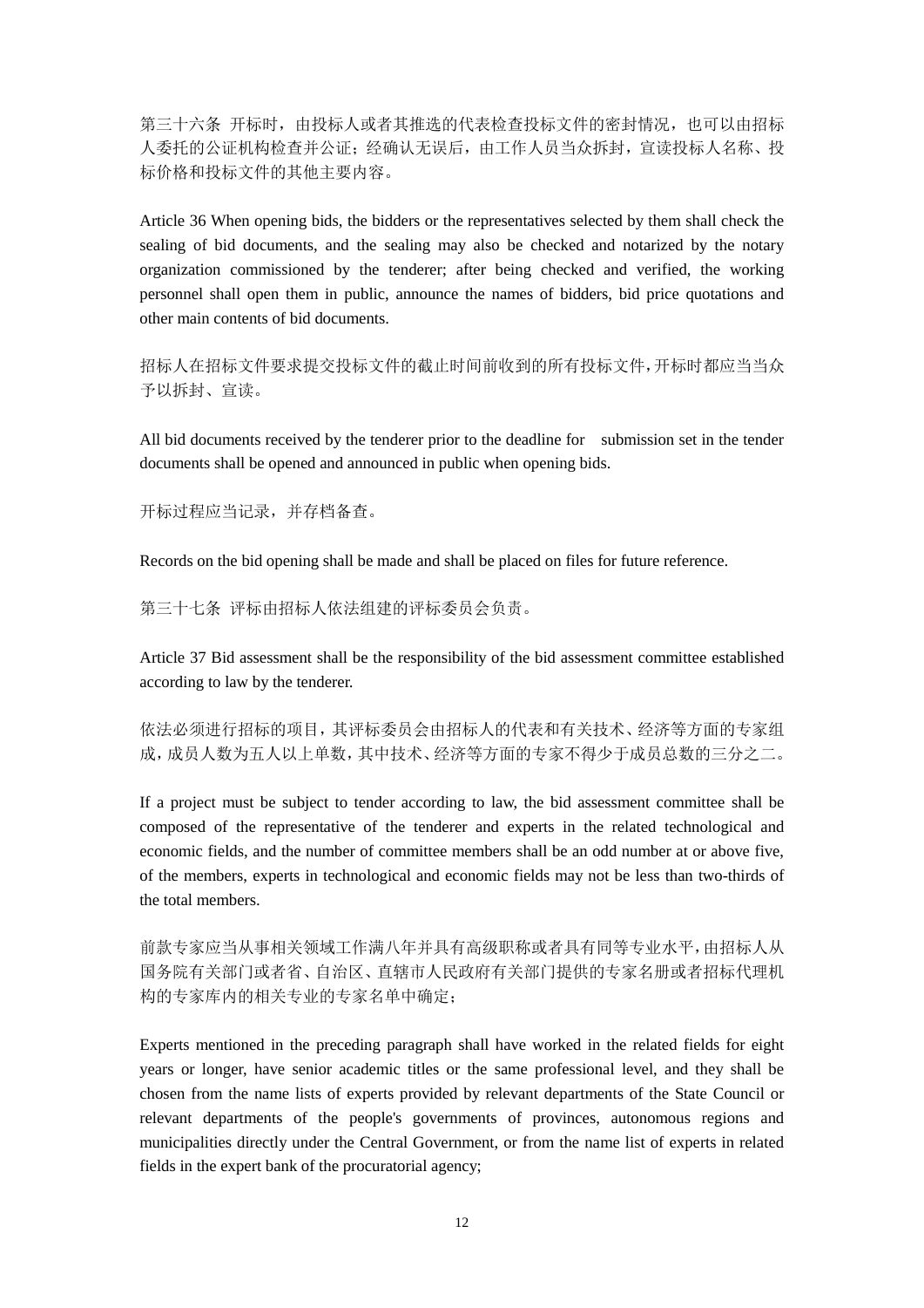第三十六条 开标时，由投标人或者其推选的代表检查投标文件的密封情况，也可以由招标人委托的公证机构检查并公证；经确认无误后，由工作人员当众拆封，宣读投标人名称、投标价格和投标文件的其他主要内容。

Article 36 When opening bids, the bidders or the representatives selected by them shall check the sealing of bid documents, and the sealing may also be checked and notarized by the notary organization commissioned by the tenderer; after being checked and verified, the working personnel shall open them in public, announce the names of bidders, bid price quotations and other main contents of bid documents.

招标人在招标文件要求提交投标文件的截止时间前收到的所有投标文件，开标时都应当当众予以拆封、宣读。

All bid documents received by the tenderer prior to the deadline for submission set in the tender documents shall be opened and announced in public when opening bids.

开标过程应当记录，并存档备查。

Records on the bid opening shall be made and shall be placed on files for future reference.

第三十七条 评标由招标人依法组建的评标委员会负责。

Article 37 Bid assessment shall be the responsibility of the bid assessment committee established according to law by the tenderer.

依法必须进行招标的项目，其评标委员会由招标人的代表和有关技术、经济等方面的专家组成，成员人数为五人以上单数，其中技术、经济等方面的专家不得少于成员总数的三分之二。

If a project must be subject to tender according to law, the bid assessment committee shall be composed of the representative of the tenderer and experts in the related technological and economic fields, and the number of committee members shall be an odd number at or above five, of the members, experts in technological and economic fields may not be less than two-thirds of the total members.

前款专家应当从事相关领域工作满八年并具有高级职称或者具有同等专业水平，由招标人从国务院有关部门或者省、自治区、直辖市人民政府有关部门提供的专家名册或者招标代理机构的专家库内的相关专业的专家名单中确定；

Experts mentioned in the preceding paragraph shall have worked in the related fields for eight years or longer, have senior academic titles or the same professional level, and they shall be chosen from the name lists of experts provided by relevant departments of the State Council or relevant departments of the people's governments of provinces, autonomous regions and municipalities directly under the Central Government, or from the name list of experts in related fields in the expert bank of the procuratorial agency;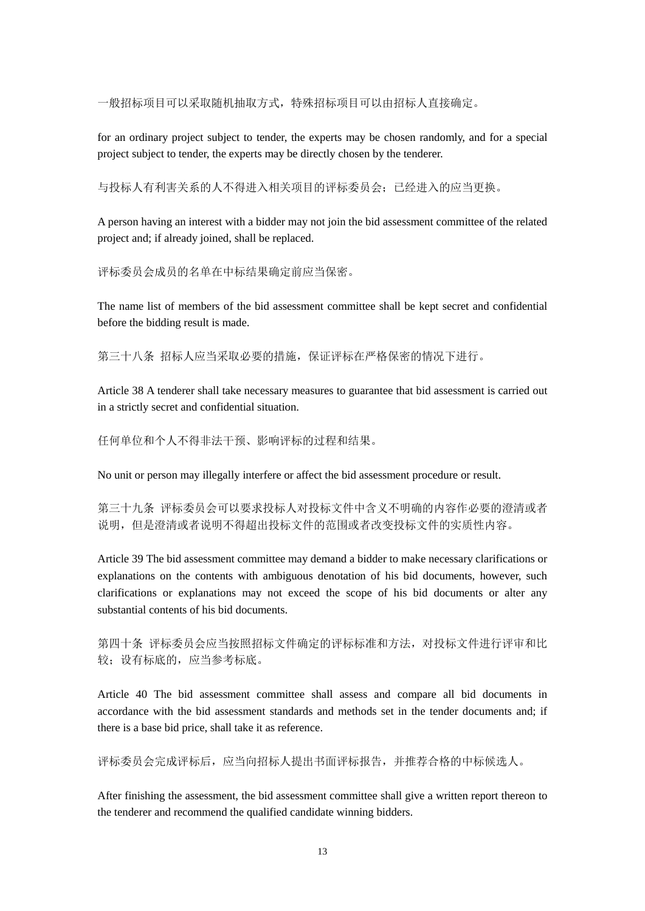一般招标项目可以采取随机抽取方式，特殊招标项目可以由招标人直接确定。

for an ordinary project subject to tender, the experts may be chosen randomly, and for a special project subject to tender, the experts may be directly chosen by the tenderer.

与投标人有利害关系的人不得进入相关项目的评标委员会；已经进入的应当更换。

A person having an interest with a bidder may not join the bid assessment committee of the related project and; if already joined, shall be replaced.

评标委员会成员的名单在中标结果确定前应当保密。

The name list of members of the bid assessment committee shall be kept secret and confidential before the bidding result is made.

第三十八条 招标人应当采取必要的措施，保证评标在严格保密的情况下进行。

Article 38 A tenderer shall take necessary measures to guarantee that bid assessment is carried out in a strictly secret and confidential situation.

任何单位和个人不得非法干预、影响评标的过程和结果。

No unit or person may illegally interfere or affect the bid assessment procedure or result.

第三十九条 评标委员会可以要求投标人对投标文件中含义不明确的内容作必要的澄清或者说明，但是澄清或者说明不得超出投标文件的范围或者改变投标文件的实质性内容。

Article 39 The bid assessment committee may demand a bidder to make necessary clarifications or explanations on the contents with ambiguous denotation of his bid documents, however, such clarifications or explanations may not exceed the scope of his bid documents or alter any substantial contents of his bid documents.

第四十条 评标委员会应当按照招标文件确定的评标标准和方法，对投标文件进行评审和比较；设有标底的，应当参考标底。

Article 40 The bid assessment committee shall assess and compare all bid documents in accordance with the bid assessment standards and methods set in the tender documents and; if there is a base bid price, shall take it as reference.

评标委员会完成评标后，应当向招标人提出书面评标报告，并推荐合格的中标候选人。

After finishing the assessment, the bid assessment committee shall give a written report thereon to the tenderer and recommend the qualified candidate winning bidders.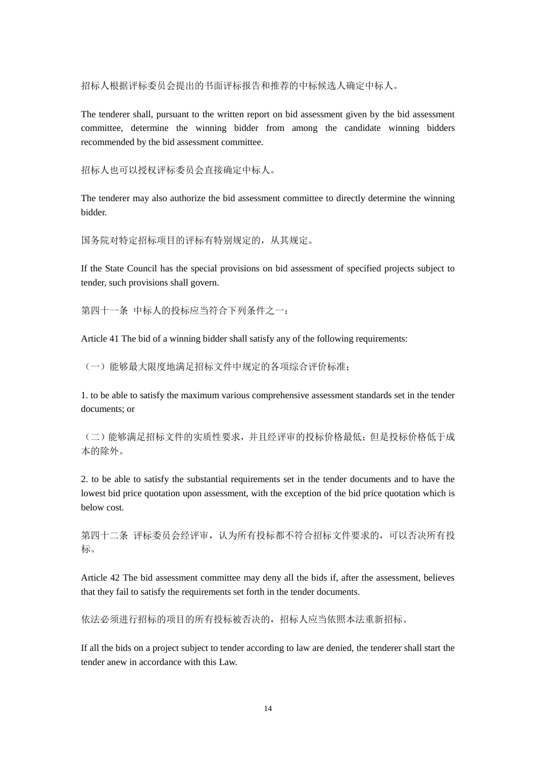招标人根据评标委员会提出的书面评标报告和推荐的中标候选人确定中标人。

The tenderer shall, pursuant to the written report on bid assessment given by the bid assessment committee, determine the winning bidder from among the candidate winning bidders recommended by the bid assessment committee.

招标人也可以授权评标委员会直接确定中标人。

The tenderer may also authorize the bid assessment committee to directly determine the winning bidder.

国务院对特定招标项目的评标有特别规定的，从其规定。

If the State Council has the special provisions on bid assessment of specified projects subject to tender, such provisions shall govern.

第四十一条 中标人的投标应当符合下列条件之一：

Article 41 The bid of a winning bidder shall satisfy any of the following requirements:

（一）能够最大限度地满足招标文件中规定的各项综合评价标准；

1. to be able to satisfy the maximum various comprehensive assessment standards set in the tender documents; or

（二）能够满足招标文件的实质性要求，并且经评审的投标价格最低；但是投标价格低于成本的除外。

2. to be able to satisfy the substantial requirements set in the tender documents and to have the lowest bid price quotation upon assessment, with the exception of the bid price quotation which is below cost.

第四十二条 评标委员会经评审，认为所有投标都不符合招标文件要求的，可以否决所有投标。

Article 42 The bid assessment committee may deny all the bids if, after the assessment, believes that they fail to satisfy the requirements set forth in the tender documents.

依法必须进行招标的项目的所有投标被否决的，招标人应当依照本法重新招标。

If all the bids on a project subject to tender according to law are denied, the tenderer shall start the tender anew in accordance with this Law.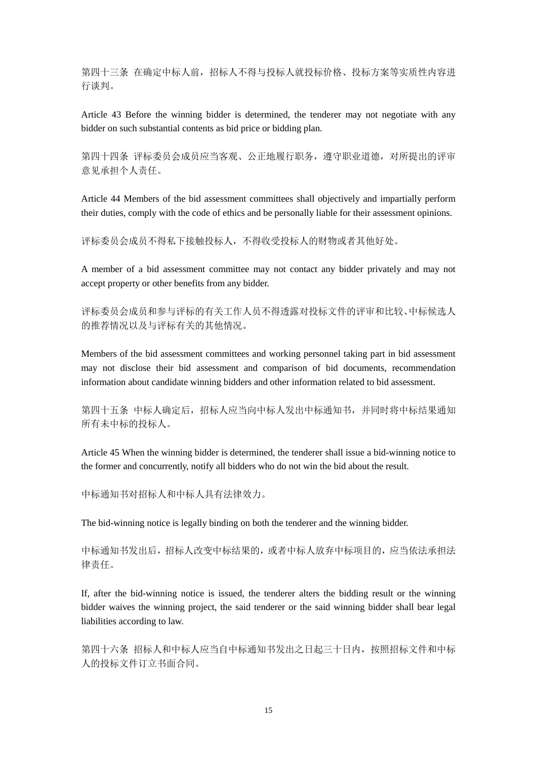第四十三条 在确定中标人前，招标人不得与投标人就投标价格、投标方案等实质性内容进行谈判。

Article 43 Before the winning bidder is determined, the tenderer may not negotiate with any bidder on such substantial contents as bid price or bidding plan.

第四十四条 评标委员会成员应当客观、公正地履行职务，遵守职业道德，对所提出的评审意见承担个人责任。

Article 44 Members of the bid assessment committees shall objectively and impartially perform their duties, comply with the code of ethics and be personally liable for their assessment opinions.

评标委员会成员不得私下接触投标人，不得收受投标人的财物或者其他好处。

A member of a bid assessment committee may not contact any bidder privately and may not accept property or other benefits from any bidder.

评标委员会成员和参与评标的有关工作人员不得透露对投标文件的评审和比较、中标候选人的推荐情况以及与评标有关的其他情况。

Members of the bid assessment committees and working personnel taking part in bid assessment may not disclose their bid assessment and comparison of bid documents, recommendation information about candidate winning bidders and other information related to bid assessment.

第四十五条 中标人确定后，招标人应当向中标人发出中标通知书，并同时将中标结果通知所有未中标的投标人。

Article 45 When the winning bidder is determined, the tenderer shall issue a bid-winning notice to the former and concurrently, notify all bidders who do not win the bid about the result.

中标通知书对招标人和中标人具有法律效力。

The bid-winning notice is legally binding on both the tenderer and the winning bidder.

中标通知书发出后，招标人改变中标结果的，或者中标人放弃中标项目的，应当依法承担法律责任。

If, after the bid-winning notice is issued, the tenderer alters the bidding result or the winning bidder waives the winning project, the said tenderer or the said winning bidder shall bear legal liabilities according to law.

第四十六条 招标人和中标人应当自中标通知书发出之日起三十日内，按照招标文件和中标人的投标文件订立书面合同。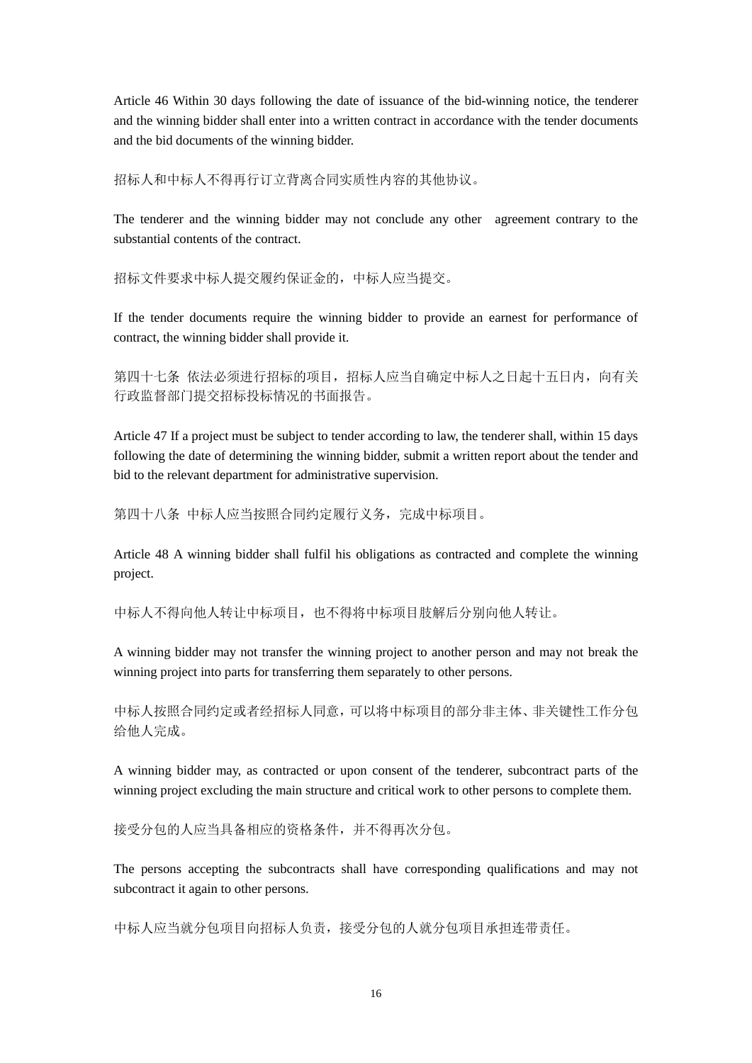Article 46 Within 30 days following the date of issuance of the bid-winning notice, the tenderer and the winning bidder shall enter into a written contract in accordance with the tender documents and the bid documents of the winning bidder.

招标人和中标人不得再行订立背离合同实质性内容的其他协议。

The tenderer and the winning bidder may not conclude any other agreement contrary to the substantial contents of the contract.

招标文件要求中标人提交履约保证金的，中标人应当提交。

If the tender documents require the winning bidder to provide an earnest for performance of contract, the winning bidder shall provide it.

第四十七条 依法必须进行招标的项目，招标人应当自确定中标人之日起十五日内，向有关行政监督部门提交招标投标情况的书面报告。

Article 47 If a project must be subject to tender according to law, the tenderer shall, within 15 days following the date of determining the winning bidder, submit a written report about the tender and bid to the relevant department for administrative supervision.

第四十八条 中标人应当按照合同约定履行义务，完成中标项目。

Article 48 A winning bidder shall fulfil his obligations as contracted and complete the winning project.

中标人不得向他人转让中标项目，也不得将中标项目肢解后分别向他人转让。

A winning bidder may not transfer the winning project to another person and may not break the winning project into parts for transferring them separately to other persons.

中标人按照合同约定或者经招标人同意，可以将中标项目的部分非主体、非关键性工作分包给他人完成。

A winning bidder may, as contracted or upon consent of the tenderer, subcontract parts of the winning project excluding the main structure and critical work to other persons to complete them.

接受分包的人应当具备相应的资格条件，并不得再次分包。

The persons accepting the subcontracts shall have corresponding qualifications and may not subcontract it again to other persons.

中标人应当就分包项目向招标人负责，接受分包的人就分包项目承担连带责任。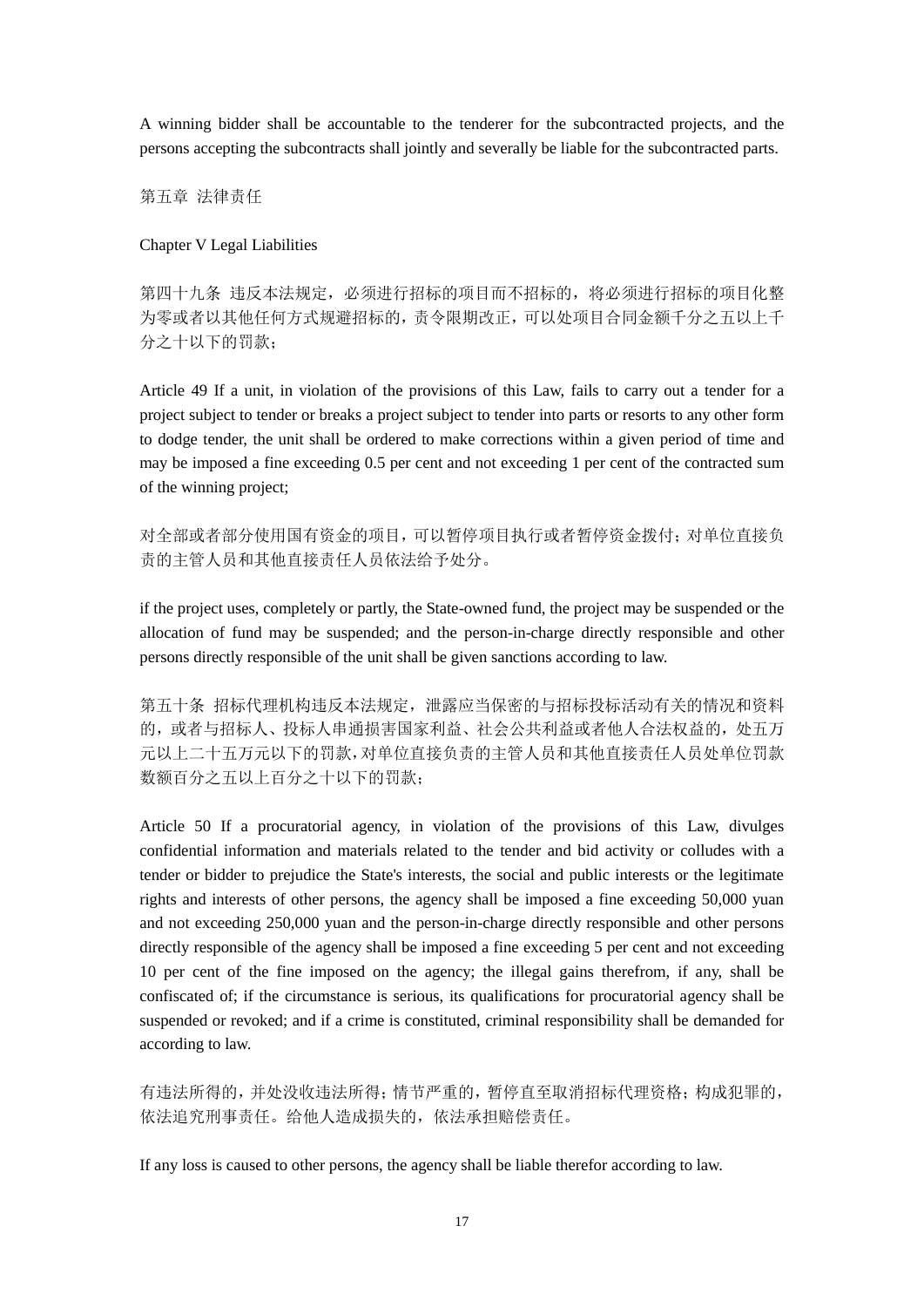A winning bidder shall be accountable to the tenderer for the subcontracted projects, and the persons accepting the subcontracts shall jointly and severally be liable for the subcontracted parts.

## 第五章 法律责任

## Chapter V Legal Liabilities

第四十九条 违反本法规定，必须进行招标的项目而不招标的，将必须进行招标的项目化整为零或者以其他任何方式规避招标的，责令限期改正，可以处项目合同金额千分之五以上千分之十以下的罚款；

Article 49 If a unit, in violation of the provisions of this Law, fails to carry out a tender for a project subject to tender or breaks a project subject to tender into parts or resorts to any other form to dodge tender, the unit shall be ordered to make corrections within a given period of time and may be imposed a fine exceeding 0.5 per cent and not exceeding 1 per cent of the contracted sum of the winning project;

对全部或者部分使用国有资金的项目，可以暂停项目执行或者暂停资金拨付；对单位直接负责的主管人员和其他直接责任人员依法给予处分。

if the project uses, completely or partly, the State-owned fund, the project may be suspended or the allocation of fund may be suspended; and the person-in-charge directly responsible and other persons directly responsible of the unit shall be given sanctions according to law.

第五十条 招标代理机构违反本法规定，泄露应当保密的与招标投标活动有关的情况和资料的，或者与招标人、投标人串通损害国家利益、社会公共利益或者他人合法权益的，处五万元以上二十五万元以下的罚款，对单位直接负责的主管人员和其他直接责任人员处单位罚款数额百分之五以上百分之十以下的罚款；

Article 50 If a procuratorial agency, in violation of the provisions of this Law, divulges confidential information and materials related to the tender and bid activity or colludes with a tender or bidder to prejudice the State's interests, the social and public interests or the legitimate rights and interests of other persons, the agency shall be imposed a fine exceeding 50,000 yuan and not exceeding 250,000 yuan and the person-in-charge directly responsible and other persons directly responsible of the agency shall be imposed a fine exceeding 5 per cent and not exceeding 10 per cent of the fine imposed on the agency; the illegal gains therefrom, if any, shall be confiscated of; if the circumstance is serious, its qualifications for procuratorial agency shall be suspended or revoked; and if a crime is constituted, criminal responsibility shall be demanded for according to law.

有违法所得的，并处没收违法所得；情节严重的，暂停直至取消招标代理资格；构成犯罪的，依法追究刑事责任。给他人造成损失的，依法承担赔偿责任。

If any loss is caused to other persons, the agency shall be liable therefor according to law.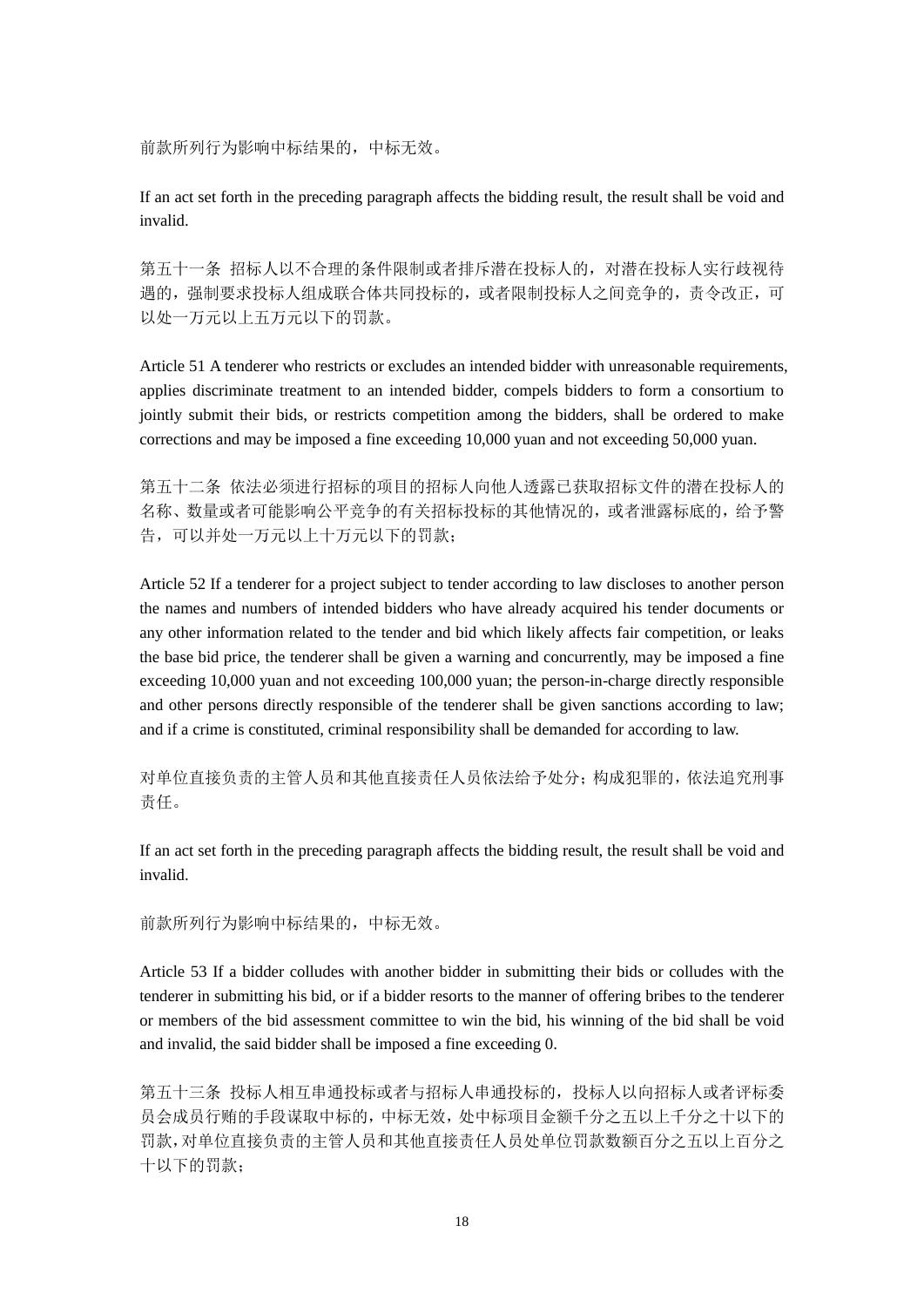前款所列行为影响中标结果的，中标无效。

If an act set forth in the preceding paragraph affects the bidding result, the result shall be void and invalid.

第五十一条 招标人以不合理的条件限制或者排斥潜在投标人的，对潜在投标人实行歧视待遇的，强制要求投标人组成联合体共同投标的，或者限制投标人之间竞争的，责令改正，可以处一万元以上五万元以下的罚款。

Article 51 A tenderer who restricts or excludes an intended bidder with unreasonable requirements, applies discriminate treatment to an intended bidder, compels bidders to form a consortium to jointly submit their bids, or restricts competition among the bidders, shall be ordered to make corrections and may be imposed a fine exceeding 10,000 yuan and not exceeding 50,000 yuan.

第五十二条 依法必须进行招标的项目的招标人向他人透露已获取招标文件的潜在投标人的名称、数量或者可能影响公平竞争的有关招标投标的其他情况的，或者泄露标底的，给予警告，可以并处一万元以上十万元以下的罚款；

Article 52 If a tenderer for a project subject to tender according to law discloses to another person the names and numbers of intended bidders who have already acquired his tender documents or any other information related to the tender and bid which likely affects fair competition, or leaks the base bid price, the tenderer shall be given a warning and concurrently, may be imposed a fine exceeding 10,000 yuan and not exceeding 100,000 yuan; the person-in-charge directly responsible and other persons directly responsible of the tenderer shall be given sanctions according to law; and if a crime is constituted, criminal responsibility shall be demanded for according to law.

对单位直接负责的主管人员和其他直接责任人员依法给予处分；构成犯罪的，依法追究刑事责任。

If an act set forth in the preceding paragraph affects the bidding result, the result shall be void and invalid.

前款所列行为影响中标结果的，中标无效。

Article 53 If a bidder colludes with another bidder in submitting their bids or colludes with the tenderer in submitting his bid, or if a bidder resorts to the manner of offering bribes to the tenderer or members of the bid assessment committee to win the bid, his winning of the bid shall be void and invalid, the said bidder shall be imposed a fine exceeding 0.

第五十三条 投标人相互串通投标或者与招标人串通投标的，投标人以向招标人或者评标委员会成员行贿的手段谋取中标的，中标无效，处中标项目金额千分之五以上千分之十以下的罚款，对单位直接负责的主管人员和其他直接责任人员处单位罚款数额百分之五以上百分之十以下的罚款；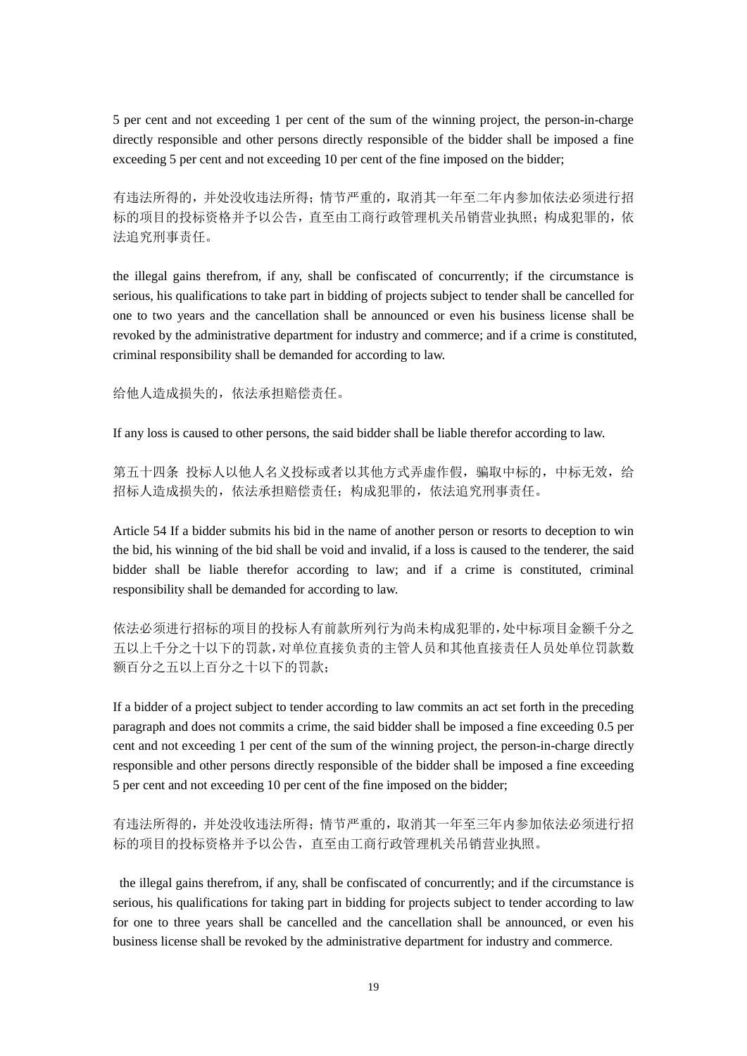5 per cent and not exceeding 1 per cent of the sum of the winning project, the person-in-charge directly responsible and other persons directly responsible of the bidder shall be imposed a fine exceeding 5 per cent and not exceeding 10 per cent of the fine imposed on the bidder;

有违法所得的，并处没收违法所得；情节严重的，取消其一年至二年内参加依法必须进行招标的项目的投标资格并予以公告，直至由工商行政管理机关吊销营业执照；构成犯罪的，依法追究刑事责任。

the illegal gains therefrom, if any, shall be confiscated of concurrently; if the circumstance is serious, his qualifications to take part in bidding of projects subject to tender shall be cancelled for one to two years and the cancellation shall be announced or even his business license shall be revoked by the administrative department for industry and commerce; and if a crime is constituted, criminal responsibility shall be demanded for according to law.

给他人造成损失的，依法承担赔偿责任。

If any loss is caused to other persons, the said bidder shall be liable therefor according to law.

第五十四条 投标人以他人名义投标或者以其他方式弄虚作假，骗取中标的，中标无效，给招标人造成损失的，依法承担赔偿责任；构成犯罪的，依法追究刑事责任。

Article 54 If a bidder submits his bid in the name of another person or resorts to deception to win the bid, his winning of the bid shall be void and invalid, if a loss is caused to the tenderer, the said bidder shall be liable therefor according to law; and if a crime is constituted, criminal responsibility shall be demanded for according to law.

依法必须进行招标的项目的投标人有前款所列行为尚未构成犯罪的，处中标项目金额千分之五以上千分之十以下的罚款，对单位直接负责的主管人员和其他直接责任人员处单位罚款数额百分之五以上百分之十以下的罚款；

If a bidder of a project subject to tender according to law commits an act set forth in the preceding paragraph and does not commits a crime, the said bidder shall be imposed a fine exceeding 0.5 per cent and not exceeding 1 per cent of the sum of the winning project, the person-in-charge directly responsible and other persons directly responsible of the bidder shall be imposed a fine exceeding 5 per cent and not exceeding 10 per cent of the fine imposed on the bidder;

有违法所得的，并处没收违法所得；情节严重的，取消其一年至三年内参加依法必须进行招标的项目的投标资格并予以公告，直至由工商行政管理机关吊销营业执照。

the illegal gains therefrom, if any, shall be confiscated of concurrently; and if the circumstance is serious, his qualifications for taking part in bidding for projects subject to tender according to law for one to three years shall be cancelled and the cancellation shall be announced, or even his business license shall be revoked by the administrative department for industry and commerce.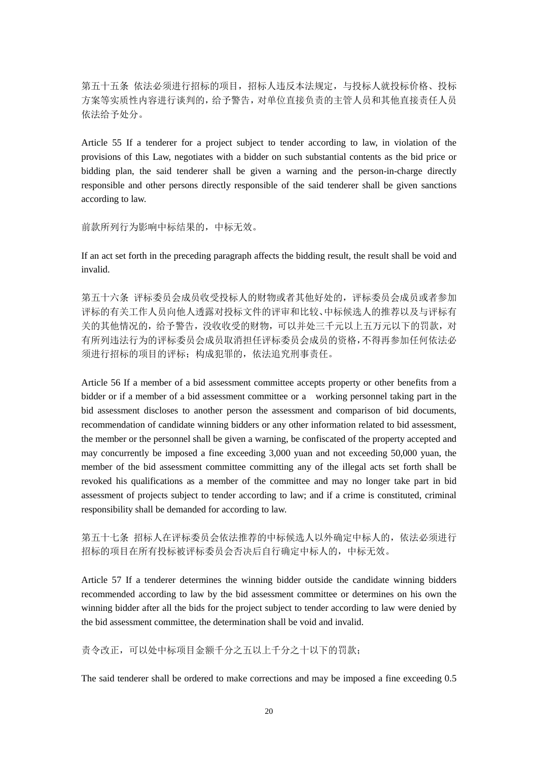第五十五条 依法必须进行招标的项目，招标人违反本法规定，与投标人就投标价格、投标方案等实质性内容进行谈判的，给予警告，对单位直接负责的主管人员和其他直接责任人员依法给予处分。

Article 55 If a tenderer for a project subject to tender according to law, in violation of the provisions of this Law, negotiates with a bidder on such substantial contents as the bid price or bidding plan, the said tenderer shall be given a warning and the person-in-charge directly responsible and other persons directly responsible of the said tenderer shall be given sanctions according to law.

前款所列行为影响中标结果的，中标无效。

If an act set forth in the preceding paragraph affects the bidding result, the result shall be void and invalid.

第五十六条 评标委员会成员收受投标人的财物或者其他好处的，评标委员会成员或者参加评标的有关工作人员向他人透露对投标文件的评审和比较、中标候选人的推荐以及与评标有关的其他情况的，给予警告，没收收受的财物，可以并处三千元以上五万元以下的罚款，对有所列违法行为的评标委员会成员取消担任评标委员会成员的资格，不得再参加任何依法必须进行招标的项目的评标；构成犯罪的，依法追究刑事责任。

Article 56 If a member of a bid assessment committee accepts property or other benefits from a bidder or if a member of a bid assessment committee or a working personnel taking part in the bid assessment discloses to another person the assessment and comparison of bid documents, recommendation of candidate winning bidders or any other information related to bid assessment, the member or the personnel shall be given a warning, be confiscated of the property accepted and may concurrently be imposed a fine exceeding 3,000 yuan and not exceeding 50,000 yuan, the member of the bid assessment committee committing any of the illegal acts set forth shall be revoked his qualifications as a member of the committee and may no longer take part in bid assessment of projects subject to tender according to law; and if a crime is constituted, criminal responsibility shall be demanded for according to law.

第五十七条 招标人在评标委员会依法推荐的中标候选人以外确定中标人的，依法必须进行招标的项目在所有投标被评标委员会否决后自行确定中标人的，中标无效。

Article 57 If a tenderer determines the winning bidder outside the candidate winning bidders recommended according to law by the bid assessment committee or determines on his own the winning bidder after all the bids for the project subject to tender according to law were denied by the bid assessment committee, the determination shall be void and invalid.

责令改正，可以处中标项目金额千分之五以上千分之十以下的罚款；

The said tenderer shall be ordered to make corrections and may be imposed a fine exceeding 0.5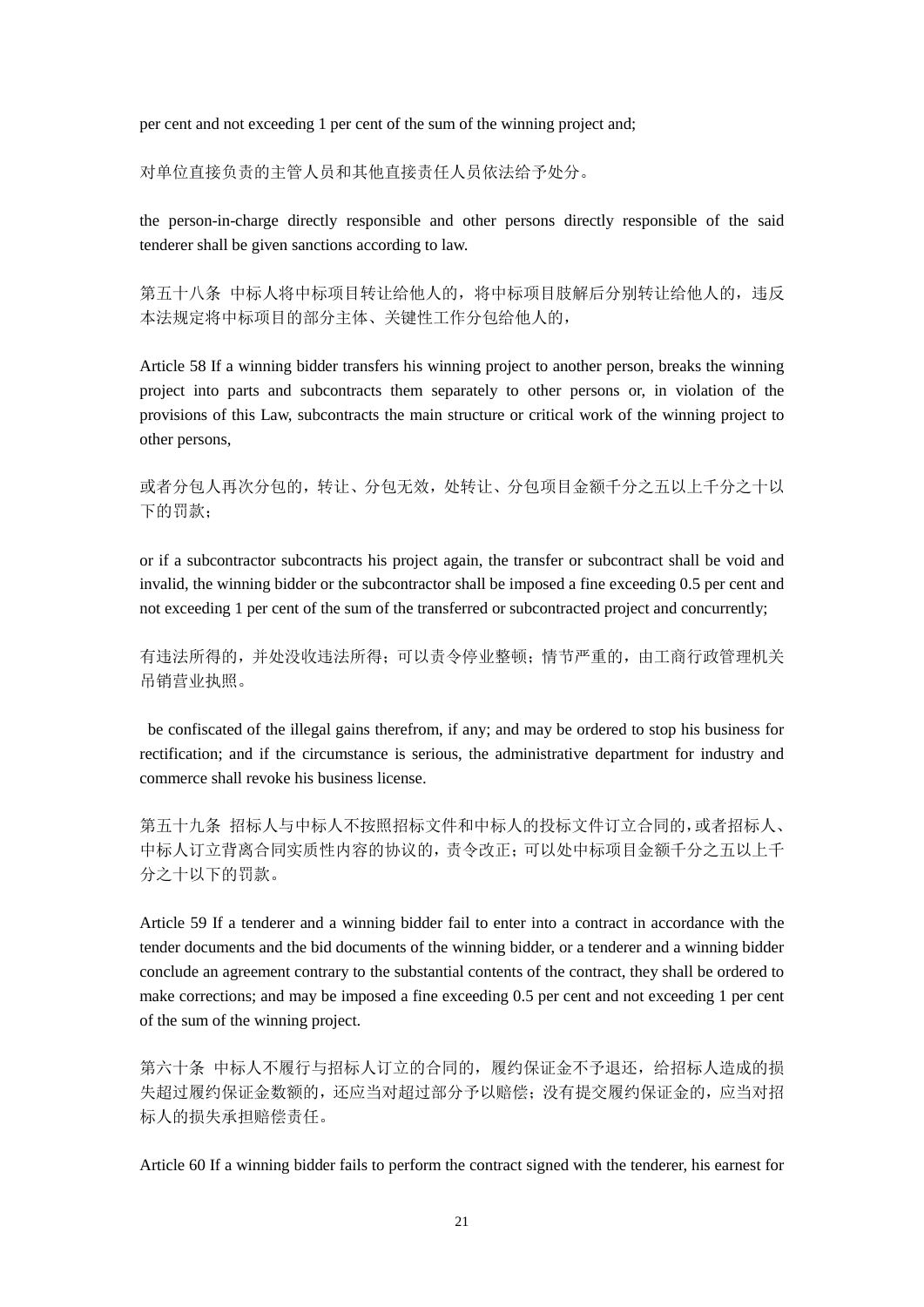per cent and not exceeding 1 per cent of the sum of the winning project and;

对单位直接负责的主管人员和其他直接责任人员依法给予处分。

the person-in-charge directly responsible and other persons directly responsible of the said tenderer shall be given sanctions according to law.

第五十八条 中标人将中标项目转让给他人的，将中标项目肢解后分别转让给他人的，违反本法规定将中标项目的部分主体、关键性工作分包给他人的，

Article 58 If a winning bidder transfers his winning project to another person, breaks the winning project into parts and subcontracts them separately to other persons or, in violation of the provisions of this Law, subcontracts the main structure or critical work of the winning project to other persons,

或者分包人再次分包的，转让、分包无效，处转让、分包项目金额千分之五以上千分之十以下的罚款；

or if a subcontractor subcontracts his project again, the transfer or subcontract shall be void and invalid, the winning bidder or the subcontractor shall be imposed a fine exceeding 0.5 per cent and not exceeding 1 per cent of the sum of the transferred or subcontracted project and concurrently;

有违法所得的，并处没收违法所得；可以责令停业整顿；情节严重的，由工商行政管理机关吊销营业执照。

be confiscated of the illegal gains therefrom, if any; and may be ordered to stop his business for rectification; and if the circumstance is serious, the administrative department for industry and commerce shall revoke his business license.

第五十九条 招标人与中标人不按照招标文件和中标人的投标文件订立合同的，或者招标人、中标人订立背离合同实质性内容的协议的，责令改正；可以处中标项目金额千分之五以上千分之十以下的罚款。

Article 59 If a tenderer and a winning bidder fail to enter into a contract in accordance with the tender documents and the bid documents of the winning bidder, or a tenderer and a winning bidder conclude an agreement contrary to the substantial contents of the contract, they shall be ordered to make corrections; and may be imposed a fine exceeding 0.5 per cent and not exceeding 1 per cent of the sum of the winning project.

第六十条 中标人不履行与招标人订立的合同的，履约保证金不予退还，给招标人造成的损失超过履约保证金数额的，还应当对超过部分予以赔偿；没有提交履约保证金的，应当对招标人的损失承担赔偿责任。

Article 60 If a winning bidder fails to perform the contract signed with the tenderer, his earnest for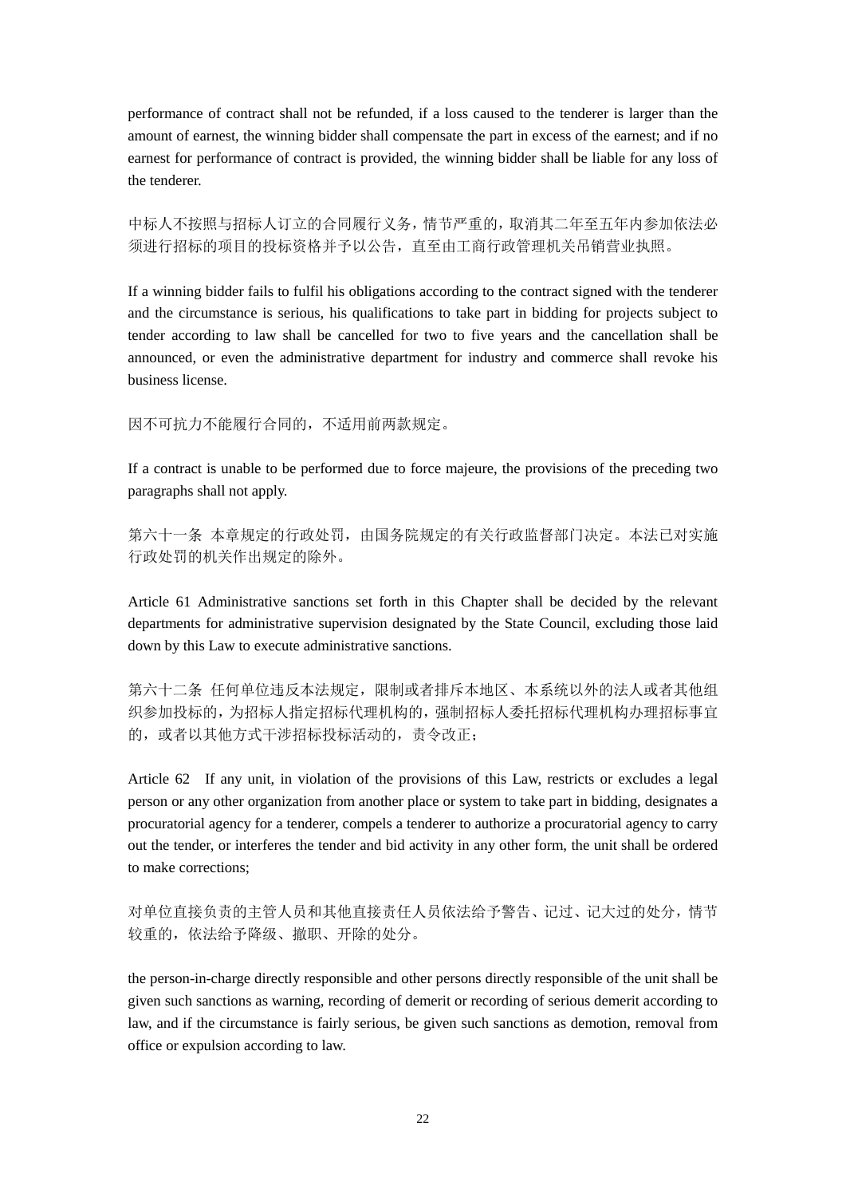performance of contract shall not be refunded, if a loss caused to the tenderer is larger than the amount of earnest, the winning bidder shall compensate the part in excess of the earnest; and if no earnest for performance of contract is provided, the winning bidder shall be liable for any loss of the tenderer.

中标人不按照与招标人订立的合同履行义务，情节严重的，取消其二年至五年内参加依法必须进行招标的项目的投标资格并予以公告，直至由工商行政管理机关吊销营业执照。

If a winning bidder fails to fulfil his obligations according to the contract signed with the tenderer and the circumstance is serious, his qualifications to take part in bidding for projects subject to tender according to law shall be cancelled for two to five years and the cancellation shall be announced, or even the administrative department for industry and commerce shall revoke his business license.

因不可抗力不能履行合同的，不适用前两款规定。

If a contract is unable to be performed due to force majeure, the provisions of the preceding two paragraphs shall not apply.

第六十一条 本章规定的行政处罚，由国务院规定的有关行政监督部门决定。本法已对实施行政处罚的机关作出规定的除外。

Article 61 Administrative sanctions set forth in this Chapter shall be decided by the relevant departments for administrative supervision designated by the State Council, excluding those laid down by this Law to execute administrative sanctions.

第六十二条 任何单位违反本法规定，限制或者排斥本地区、本系统以外的法人或者其他组织参加投标的，为招标人指定招标代理机构的，强制招标人委托招标代理机构办理招标事宜的，或者以其他方式干涉招标投标活动的，责令改正；

Article 62 If any unit, in violation of the provisions of this Law, restricts or excludes a legal person or any other organization from another place or system to take part in bidding, designates a procuratorial agency for a tenderer, compels a tenderer to authorize a procuratorial agency to carry out the tender, or interferes the tender and bid activity in any other form, the unit shall be ordered to make corrections;

对单位直接负责的主管人员和其他直接责任人员依法给予警告、记过、记大过的处分，情节较重的，依法给予降级、撤职、开除的处分。

the person-in-charge directly responsible and other persons directly responsible of the unit shall be given such sanctions as warning, recording of demerit or recording of serious demerit according to law, and if the circumstance is fairly serious, be given such sanctions as demotion, removal from office or expulsion according to law.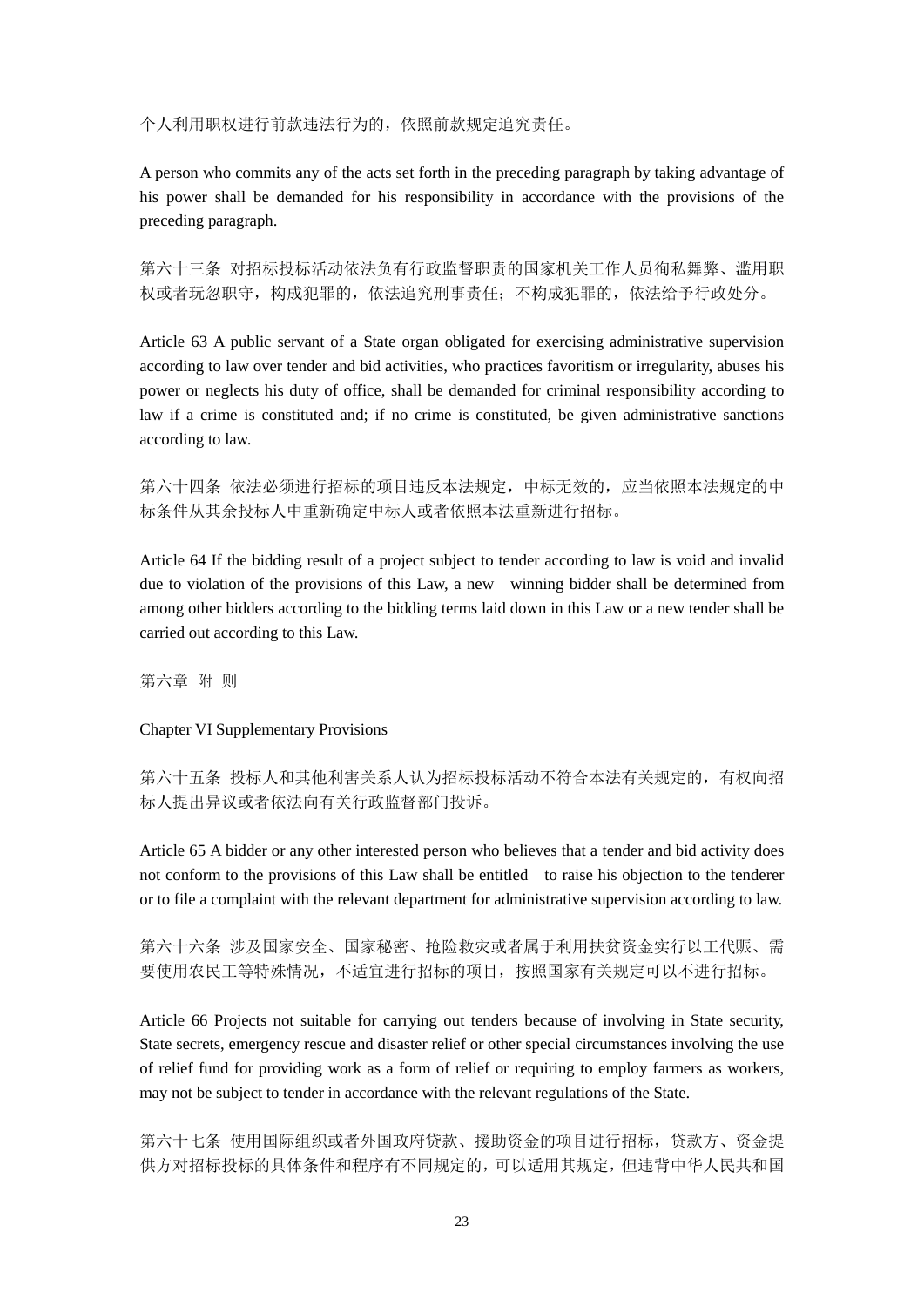个人利用职权进行前款违法行为的，依照前款规定追究责任。

A person who commits any of the acts set forth in the preceding paragraph by taking advantage of his power shall be demanded for his responsibility in accordance with the provisions of the preceding paragraph.

第六十三条 对招标投标活动依法负有行政监督职责的国家机关工作人员徇私舞弊、滥用职权或者玩忽职守，构成犯罪的，依法追究刑事责任；不构成犯罪的，依法给予行政处分。

Article 63 A public servant of a State organ obligated for exercising administrative supervision according to law over tender and bid activities, who practices favoritism or irregularity, abuses his power or neglects his duty of office, shall be demanded for criminal responsibility according to law if a crime is constituted and; if no crime is constituted, be given administrative sanctions according to law.

第六十四条 依法必须进行招标的项目违反本法规定，中标无效的，应当依照本法规定的中标条件从其余投标人中重新确定中标人或者依照本法重新进行招标。

Article 64 If the bidding result of a project subject to tender according to law is void and invalid due to violation of the provisions of this Law, a new winning bidder shall be determined from among other bidders according to the bidding terms laid down in this Law or a new tender shall be carried out according to this Law.

## 第六章 附 则

## Chapter VI Supplementary Provisions

第六十五条 投标人和其他利害关系人认为招标投标活动不符合本法有关规定的，有权向招标人提出异议或者依法向有关行政监督部门投诉。

Article 65 A bidder or any other interested person who believes that a tender and bid activity does not conform to the provisions of this Law shall be entitled to raise his objection to the tenderer or to file a complaint with the relevant department for administrative supervision according to law.

第六十六条 涉及国家安全、国家秘密、抢险救灾或者属于利用扶贫资金实行以工代赈、需要使用农民工等特殊情况，不适宜进行招标的项目，按照国家有关规定可以不进行招标。

Article 66 Projects not suitable for carrying out tenders because of involving in State security, State secrets, emergency rescue and disaster relief or other special circumstances involving the use of relief fund for providing work as a form of relief or requiring to employ farmers as workers, may not be subject to tender in accordance with the relevant regulations of the State.

第六十七条 使用国际组织或者外国政府贷款、援助资金的项目进行招标，贷款方、资金提供方对招标投标的具体条件和程序有不同规定的，可以适用其规定，但违背中华人民共和国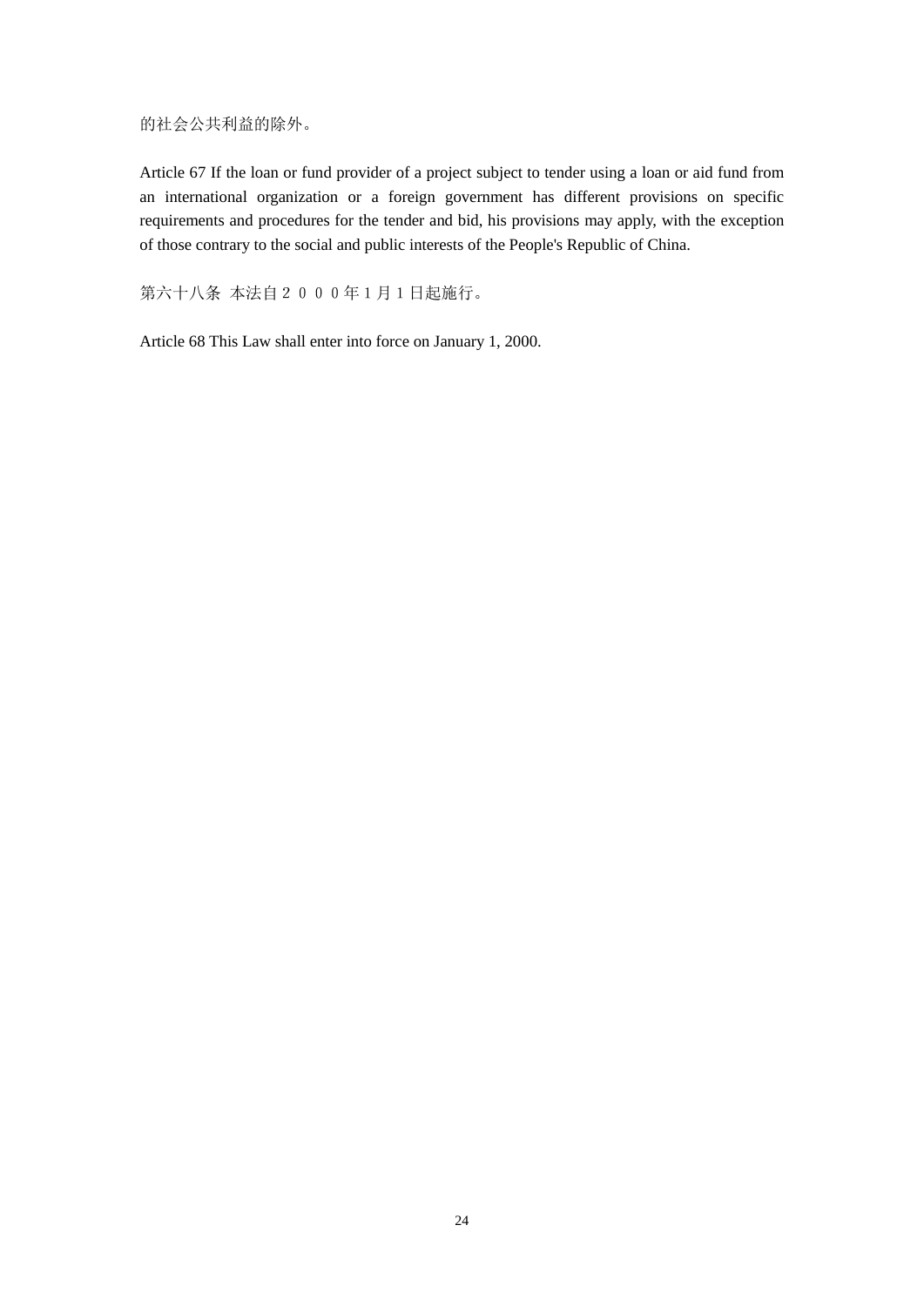的社会公共利益的除外。

Article 67 If the loan or fund provider of a project subject to tender using a loan or aid fund from an international organization or a foreign government has different provisions on specific requirements and procedures for the tender and bid, his provisions may apply, with the exception of those contrary to the social and public interests of the People's Republic of China.

第六十八条 本法自２０００年１月１日起施行。

Article 68 This Law shall enter into force on January 1, 2000.